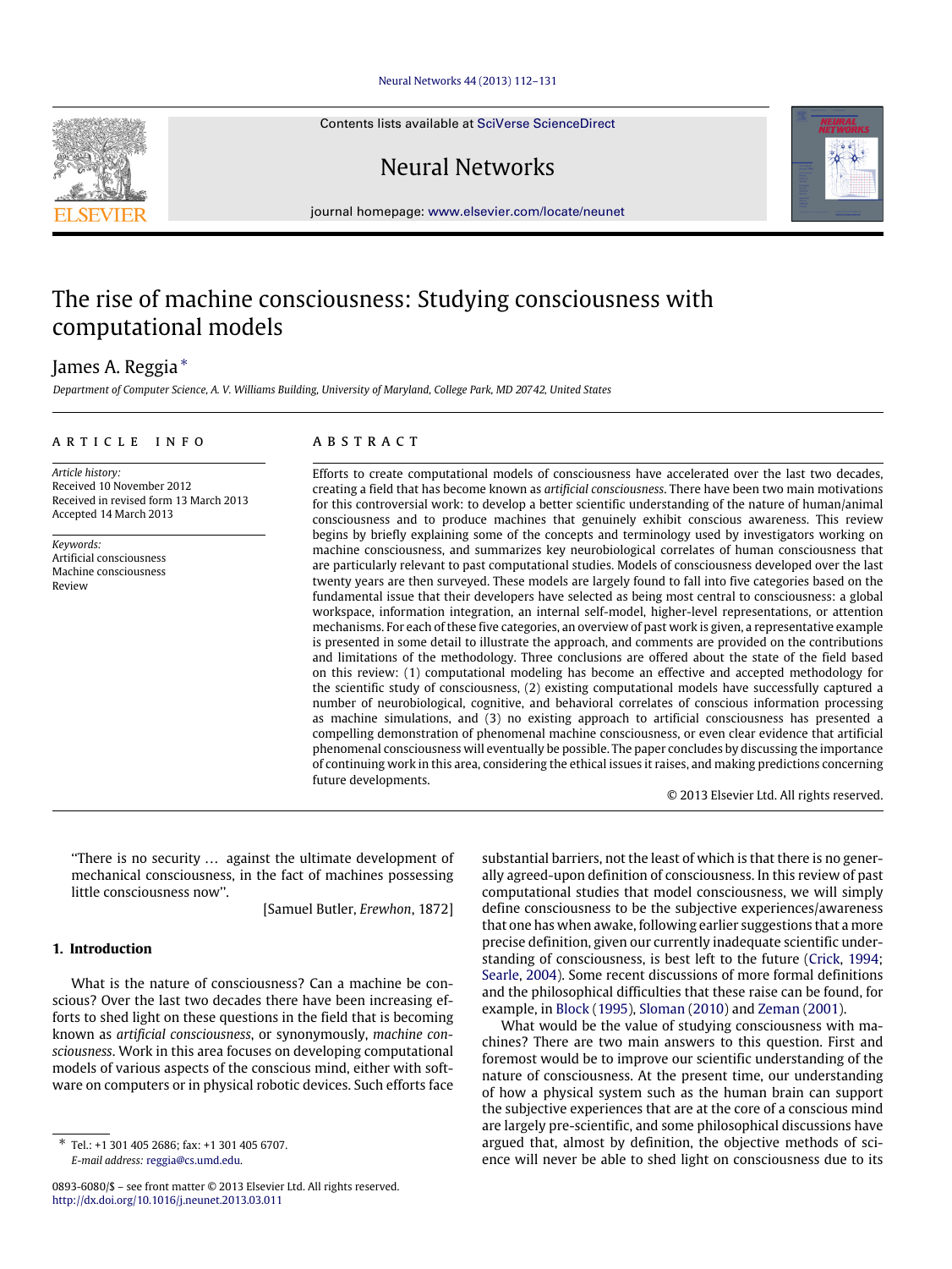# The rise of machine consciousness: Studying consciousness with computational models

James A. Reggia *

*Department of Computer Science, A. V. Williams Building, University of Maryland, College Park, MD 20742, United States*

## ARTICLE INFO

*Article history:*
Received 10 November 2012
Received in revised form 13 March 2013
Accepted 14 March 2013

*Keywords:*
Artificial consciousness
Machine consciousness
Review

## ABSTRACT

Efforts to create computational models of consciousness have accelerated over the last two decades, creating a field that has become known as *artificial consciousness*. There have been two main motivations for this controversial work: to develop a better scientific understanding of the nature of human/animal consciousness and to produce machines that genuinely exhibit conscious awareness. This review begins by briefly explaining some of the concepts and terminology used by investigators working on machine consciousness, and summarizes key neurobiological correlates of human consciousness that are particularly relevant to past computational studies. Models of consciousness developed over the last twenty years are then surveyed. These models are largely found to fall into five categories based on the fundamental issue that their developers have selected as being most central to consciousness: a global workspace, information integration, an internal self-model, higher-level representations, or attention mechanisms. For each of these five categories, an overview of past work is given, a representative example is presented in some detail to illustrate the approach, and comments are provided on the contributions and limitations of the methodology. Three conclusions are offered about the state of the field based on this review: (1) computational modeling has become an effective and accepted methodology for the scientific study of consciousness, (2) existing computational models have successfully captured a number of neurobiological, cognitive, and behavioral correlates of conscious information processing as machine simulations, and (3) no existing approach to artificial consciousness has presented a compelling demonstration of phenomenal machine consciousness, or even clear evidence that artificial phenomenal consciousness will eventually be possible. The paper concludes by discussing the importance of continuing work in this area, considering the ethical issues it raises, and making predictions concerning future developments.

© 2013 Elsevier Ltd. All rights reserved.

> "There is no security … against the ultimate development of mechanical consciousness, in the fact of machines possessing little consciousness now".
>
> [Samuel Butler, *Erewhon*, 1872]

## 1. Introduction

What is the nature of consciousness? Can a machine be conscious? Over the last two decades there have been increasing efforts to shed light on these questions in the field that is becoming known as *artificial consciousness*, or synonymously, *machine consciousness*. Work in this area focuses on developing computational models of various aspects of the conscious mind, either with software on computers or in physical robotic devices. Such efforts face substantial barriers, not the least of which is that there is no generally agreed-upon definition of consciousness. In this review of past computational studies that model consciousness, we will simply define consciousness to be the subjective experiences/awareness that one has when awake, following earlier suggestions that a more precise definition, given our currently inadequate scientific understanding of consciousness, is best left to the future (Crick, 1994; Searle, 2004). Some recent discussions of more formal definitions and the philosophical difficulties that these raise can be found, for example, in Block (1995), Sloman (2010) and Zeman (2001).

What would be the value of studying consciousness with machines? There are two main answers to this question. First and foremost would be to improve our scientific understanding of the nature of consciousness. At the present time, our understanding of how a physical system such as the human brain can support the subjective experiences that are at the core of a conscious mind are largely pre-scientific, and some philosophical discussions have argued that, almost by definition, the objective methods of science will never be able to shed light on consciousness due to its

---

* Tel.: +1 301 405 2686; fax: +1 301 405 6707.
*E-mail address:* reggia@cs.umd.edu.

0893-6080/$ – see front matter © 2013 Elsevier Ltd. All rights reserved.
http://dx.doi.org/10.1016/j.neunet.2013.03.011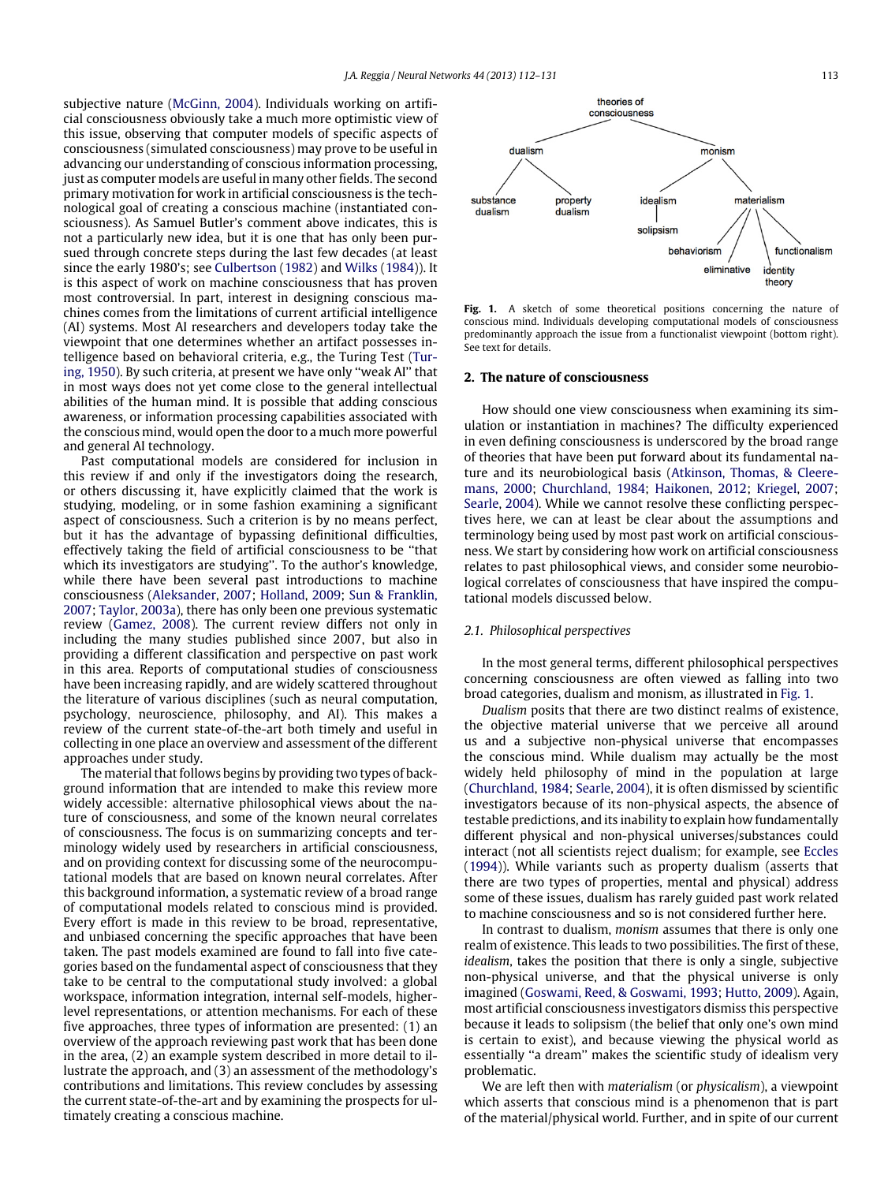subjective nature (McGinn, 2004). Individuals working on artificial consciousness obviously take a much more optimistic view of this issue, observing that computer models of specific aspects of consciousness (simulated consciousness) may prove to be useful in advancing our understanding of conscious information processing, just as computer models are useful in many other fields. The second primary motivation for work in artificial consciousness is the technological goal of creating a conscious machine (instantiated consciousness). As Samuel Butler's comment above indicates, this is not a particularly new idea, but it is one that has only been pursued through concrete steps during the last few decades (at least since the early 1980's; see Culbertson (1982) and Wilks (1984)). It is this aspect of work on machine consciousness that has proven most controversial. In part, interest in designing conscious machines comes from the limitations of current artificial intelligence (AI) systems. Most AI researchers and developers today take the viewpoint that one determines whether an artifact possesses intelligence based on behavioral criteria, e.g., the Turing Test (Turing, 1950). By such criteria, at present we have only "weak AI" that in most ways does not yet come close to the general intellectual abilities of the human mind. It is possible that adding conscious awareness, or information processing capabilities associated with the conscious mind, would open the door to a much more powerful and general AI technology.

Past computational models are considered for inclusion in this review if and only if the investigators doing the research, or others discussing it, have explicitly claimed that the work is studying, modeling, or in some fashion examining a significant aspect of consciousness. Such a criterion is by no means perfect, but it has the advantage of bypassing definitional difficulties, effectively taking the field of artificial consciousness to be "that which its investigators are studying". To the author's knowledge, while there have been several past introductions to machine consciousness (Aleksander, 2007; Holland, 2009; Sun & Franklin, 2007; Taylor, 2003a), there has only been one previous systematic review (Gamez, 2008). The current review differs not only in including the many studies published since 2007, but also in providing a different classification and perspective on past work in this area. Reports of computational studies of consciousness have been increasing rapidly, and are widely scattered throughout the literature of various disciplines (such as neural computation, psychology, neuroscience, philosophy, and AI). This makes a review of the current state-of-the-art both timely and useful in collecting in one place an overview and assessment of the different approaches under study.

The material that follows begins by providing two types of background information that are intended to make this review more widely accessible: alternative philosophical views about the nature of consciousness, and some of the known neural correlates of consciousness. The focus is on summarizing concepts and terminology widely used by researchers in artificial consciousness, and on providing context for discussing some of the neurocomputational models that are based on known neural correlates. After this background information, a systematic review of a broad range of computational models related to conscious mind is provided. Every effort is made in this review to be broad, representative, and unbiased concerning the specific approaches that have been taken. The past models examined are found to fall into five categories based on the fundamental aspect of consciousness that they take to be central to the computational study involved: a global workspace, information integration, internal self-models, higher-level representations, or attention mechanisms. For each of these five approaches, three types of information are presented: (1) an overview of the approach reviewing past work that has been done in the area, (2) an example system described in more detail to illustrate the approach, and (3) an assessment of the methodology's contributions and limitations. This review concludes by assessing the current state-of-the-art and by examining the prospects for ultimately creating a conscious machine.

theories of consciousness
dualism
monism
substance dualism
property dualism
idealism
materialism
solipsism
behaviorism
eliminative
identity theory
functionalism

**Fig. 1.** A sketch of some theoretical positions concerning the nature of conscious mind. Individuals developing computational models of consciousness predominantly approach the issue from a functionalist viewpoint (bottom right). See text for details.

## 2. The nature of consciousness

How should one view consciousness when examining its simulation or instantiation in machines? The difficulty experienced in even defining consciousness is underscored by the broad range of theories that have been put forward about its fundamental nature and its neurobiological basis (Atkinson, Thomas, & Cleeremans, 2000; Churchland, 1984; Haikonen, 2012; Kriegel, 2007; Searle, 2004). While we cannot resolve these conflicting perspectives here, we can at least be clear about the assumptions and terminology being used by most past work on artificial consciousness. We start by considering how work on artificial consciousness relates to past philosophical views, and consider some neurobiological correlates of consciousness that have inspired the computational models discussed below.

### 2.1. Philosophical perspectives

In the most general terms, different philosophical perspectives concerning consciousness are often viewed as falling into two broad categories, dualism and monism, as illustrated in Fig. 1.

*Dualism* posits that there are two distinct realms of existence, the objective material universe that we perceive all around us and a subjective non-physical universe that encompasses the conscious mind. While dualism may actually be the most widely held philosophy of mind in the population at large (Churchland, 1984; Searle, 2004), it is often dismissed by scientific investigators because of its non-physical aspects, the absence of testable predictions, and its inability to explain how fundamentally different physical and non-physical universes/substances could interact (not all scientists reject dualism; for example, see Eccles (1994)). While variants such as property dualism (asserts that there are two types of properties, mental and physical) address some of these issues, dualism has rarely guided past work related to machine consciousness and so is not considered further here.

In contrast to dualism, *monism* assumes that there is only one realm of existence. This leads to two possibilities. The first of these, *idealism*, takes the position that there is only a single, subjective non-physical universe, and that the physical universe is only imagined (Goswami, Reed, & Goswami, 1993; Hutto, 2009). Again, most artificial consciousness investigators dismiss this perspective because it leads to solipsism (the belief that only one's own mind is certain to exist), and because viewing the physical world as essentially "a dream" makes the scientific study of idealism very problematic.

We are left then with *materialism* (or *physicalism*), a viewpoint which asserts that conscious mind is a phenomenon that is part of the material/physical world. Further, and in spite of our current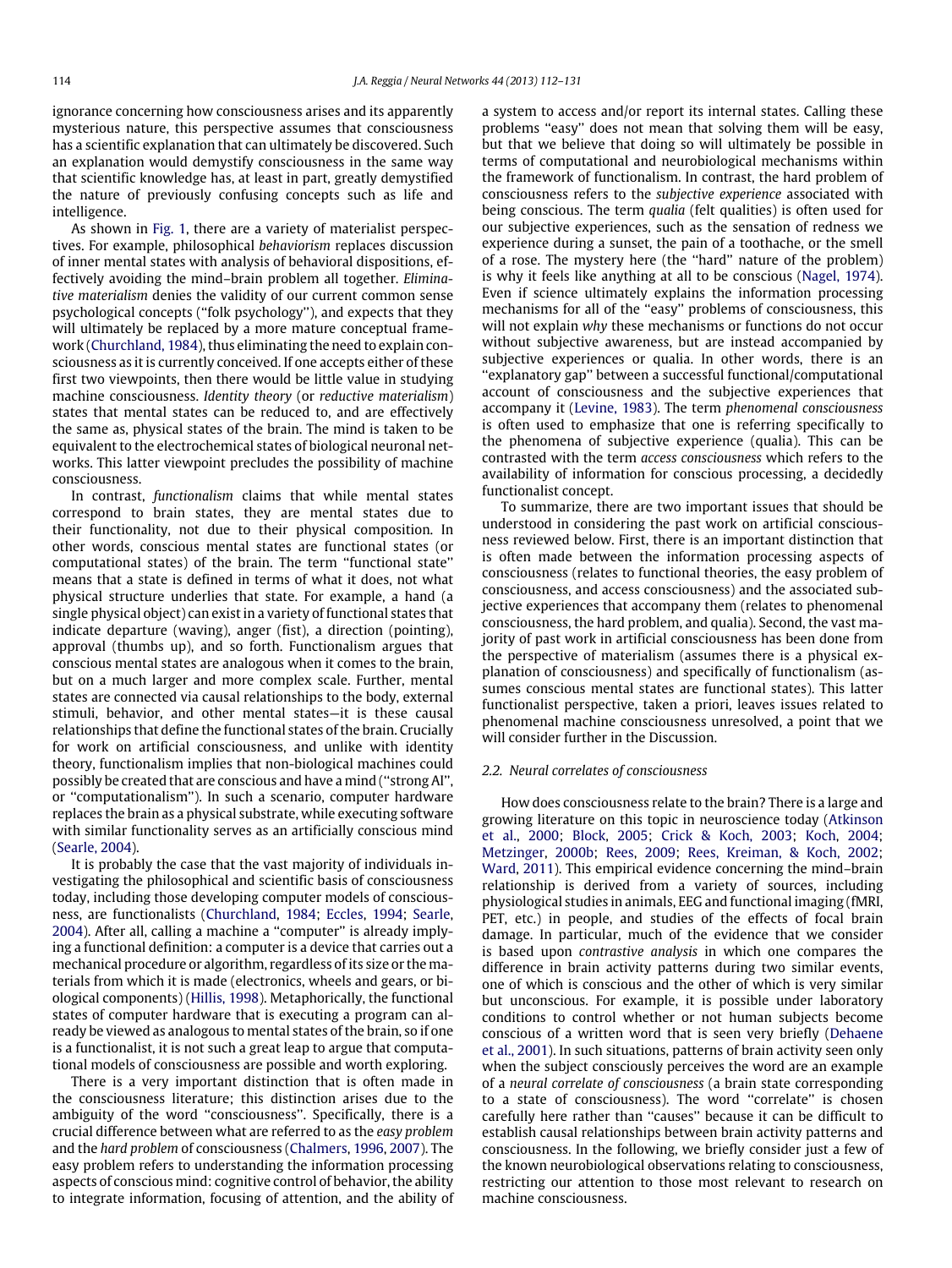ignorance concerning how consciousness arises and its apparently mysterious nature, this perspective assumes that consciousness has a scientific explanation that can ultimately be discovered. Such an explanation would demystify consciousness in the same way that scientific knowledge has, at least in part, greatly demystified the nature of previously confusing concepts such as life and intelligence.

As shown in Fig. 1, there are a variety of materialist perspectives. For example, philosophical *behaviorism* replaces discussion of inner mental states with analysis of behavioral dispositions, effectively avoiding the mind–brain problem all together. *Eliminative materialism* denies the validity of our current common sense psychological concepts (''folk psychology''), and expects that they will ultimately be replaced by a more mature conceptual framework (Churchland, 1984), thus eliminating the need to explain consciousness as it is currently conceived. If one accepts either of these first two viewpoints, then there would be little value in studying machine consciousness. *Identity theory* (or *reductive materialism*) states that mental states can be reduced to, and are effectively the same as, physical states of the brain. The mind is taken to be equivalent to the electrochemical states of biological neuronal networks. This latter viewpoint precludes the possibility of machine consciousness.

In contrast, *functionalism* claims that while mental states correspond to brain states, they are mental states due to their functionality, not due to their physical composition. In other words, conscious mental states are functional states (or computational states) of the brain. The term ''functional state'' means that a state is defined in terms of what it does, not what physical structure underlies that state. For example, a hand (a single physical object) can exist in a variety of functional states that indicate departure (waving), anger (fist), a direction (pointing), approval (thumbs up), and so forth. Functionalism argues that conscious mental states are analogous when it comes to the brain, but on a much larger and more complex scale. Further, mental states are connected via causal relationships to the body, external stimuli, behavior, and other mental states—it is these causal relationships that define the functional states of the brain. Crucially for work on artificial consciousness, and unlike with identity theory, functionalism implies that non-biological machines could possibly be created that are conscious and have a mind (''strong AI'', or ''computationalism''). In such a scenario, computer hardware replaces the brain as a physical substrate, while executing software with similar functionality serves as an artificially conscious mind (Searle, 2004).

It is probably the case that the vast majority of individuals investigating the philosophical and scientific basis of consciousness today, including those developing computer models of consciousness, are functionalists (Churchland, 1984; Eccles, 1994; Searle, 2004). After all, calling a machine a ''computer'' is already implying a functional definition: a computer is a device that carries out a mechanical procedure or algorithm, regardless of its size or the materials from which it is made (electronics, wheels and gears, or biological components) (Hillis, 1998). Metaphorically, the functional states of computer hardware that is executing a program can already be viewed as analogous to mental states of the brain, so if one is a functionalist, it is not such a great leap to argue that computational models of consciousness are possible and worth exploring.

There is a very important distinction that is often made in the consciousness literature; this distinction arises due to the ambiguity of the word ''consciousness''. Specifically, there is a crucial difference between what are referred to as the *easy problem* and the *hard problem* of consciousness (Chalmers, 1996, 2007). The easy problem refers to understanding the information processing aspects of conscious mind: cognitive control of behavior, the ability to integrate information, focusing of attention, and the ability of a system to access and/or report its internal states. Calling these problems ''easy'' does not mean that solving them will be easy, but that we believe that doing so will ultimately be possible in terms of computational and neurobiological mechanisms within the framework of functionalism. In contrast, the hard problem of consciousness refers to the *subjective experience* associated with being conscious. The term *qualia* (felt qualities) is often used for our subjective experiences, such as the sensation of redness we experience during a sunset, the pain of a toothache, or the smell of a rose. The mystery here (the ''hard'' nature of the problem) is why it feels like anything at all to be conscious (Nagel, 1974). Even if science ultimately explains the information processing mechanisms for all of the ''easy'' problems of consciousness, this will not explain *why* these mechanisms or functions do not occur without subjective awareness, but are instead accompanied by subjective experiences or qualia. In other words, there is an ''explanatory gap'' between a successful functional/computational account of consciousness and the subjective experiences that accompany it (Levine, 1983). The term *phenomenal consciousness* is often used to emphasize that one is referring specifically to the phenomena of subjective experience (qualia). This can be contrasted with the term *access consciousness* which refers to the availability of information for conscious processing, a decidedly functionalist concept.

To summarize, there are two important issues that should be understood in considering the past work on artificial consciousness reviewed below. First, there is an important distinction that is often made between the information processing aspects of consciousness (relates to functional theories, the easy problem of consciousness, and access consciousness) and the associated subjective experiences that accompany them (relates to phenomenal consciousness, the hard problem, and qualia). Second, the vast majority of past work in artificial consciousness has been done from the perspective of materialism (assumes there is a physical explanation of consciousness) and specifically of functionalism (assumes conscious mental states are functional states). This latter functionalist perspective, taken a priori, leaves issues related to phenomenal machine consciousness unresolved, a point that we will consider further in the Discussion.

### 2.2. Neural correlates of consciousness

How does consciousness relate to the brain? There is a large and growing literature on this topic in neuroscience today (Atkinson et al., 2000; Block, 2005; Crick & Koch, 2003; Koch, 2004; Metzinger, 2000b; Rees, 2009; Rees, Kreiman, & Koch, 2002; Ward, 2011). This empirical evidence concerning the mind–brain relationship is derived from a variety of sources, including physiological studies in animals, EEG and functional imaging (fMRI, PET, etc.) in people, and studies of the effects of focal brain damage. In particular, much of the evidence that we consider is based upon *contrastive analysis* in which one compares the difference in brain activity patterns during two similar events, one of which is conscious and the other of which is very similar but unconscious. For example, it is possible under laboratory conditions to control whether or not human subjects become conscious of a written word that is seen very briefly (Dehaene et al., 2001). In such situations, patterns of brain activity seen only when the subject consciously perceives the word are an example of a *neural correlate of consciousness* (a brain state corresponding to a state of consciousness). The word ''correlate'' is chosen carefully here rather than ''causes'' because it can be difficult to establish causal relationships between brain activity patterns and consciousness. In the following, we briefly consider just a few of the known neurobiological observations relating to consciousness, restricting our attention to those most relevant to research on machine consciousness.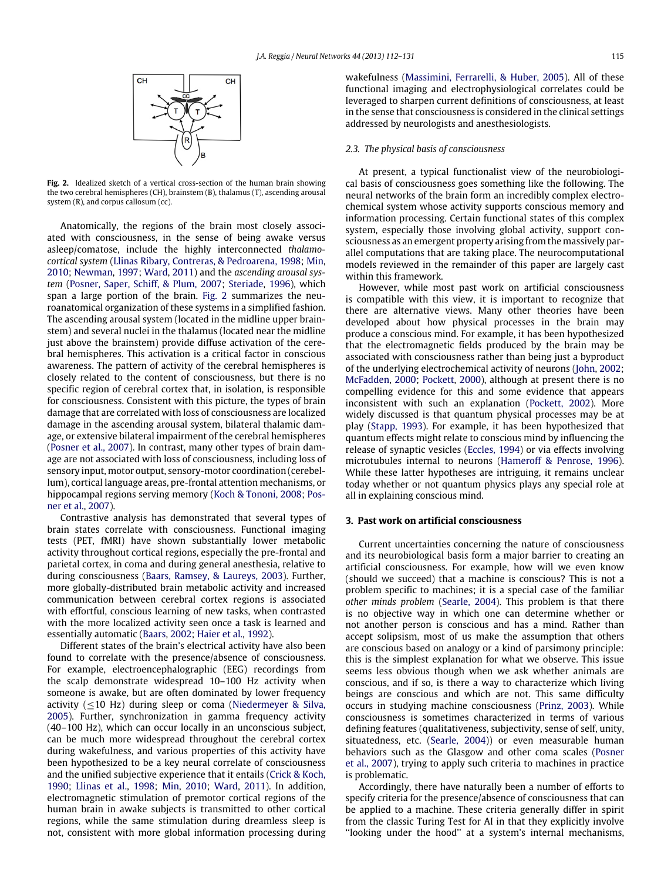Fig. 2. Idealized sketch of a vertical cross-section of the human brain showing the two cerebral hemispheres (CH), brainstem (B), thalamus (T), ascending arousal system (R), and corpus callosum (cc).

Anatomically, the regions of the brain most closely associated with consciousness, in the sense of being awake versus asleep/comatose, include the highly interconnected *thalamocortical system* (Llinas Ribary, Contreras, & Pedroarena, 1998; Min, 2010; Newman, 1997; Ward, 2011) and the *ascending arousal system* (Posner, Saper, Schiff, & Plum, 2007; Steriade, 1996), which span a large portion of the brain. Fig. 2 summarizes the neuroanatomical organization of these systems in a simplified fashion. The ascending arousal system (located in the midline upper brainstem) and several nuclei in the thalamus (located near the midline just above the brainstem) provide diffuse activation of the cerebral hemispheres. This activation is a critical factor in conscious awareness. The pattern of activity of the cerebral hemispheres is closely related to the content of consciousness, but there is no specific region of cerebral cortex that, in isolation, is responsible for consciousness. Consistent with this picture, the types of brain damage that are correlated with loss of consciousness are localized damage in the ascending arousal system, bilateral thalamic damage, or extensive bilateral impairment of the cerebral hemispheres (Posner et al., 2007). In contrast, many other types of brain damage are not associated with loss of consciousness, including loss of sensory input, motor output, sensory-motor coordination (cerebellum), cortical language areas, pre-frontal attention mechanisms, or hippocampal regions serving memory (Koch & Tononi, 2008; Posner et al., 2007).

Contrastive analysis has demonstrated that several types of brain states correlate with consciousness. Functional imaging tests (PET, fMRI) have shown substantially lower metabolic activity throughout cortical regions, especially the pre-frontal and parietal cortex, in coma and during general anesthesia, relative to during consciousness (Baars, Ramsey, & Laureys, 2003). Further, more globally-distributed brain metabolic activity and increased communication between cerebral cortex regions is associated with effortful, conscious learning of new tasks, when contrasted with the more localized activity seen once a task is learned and essentially automatic (Baars, 2002; Haier et al., 1992).

Different states of the brain's electrical activity have also been found to correlate with the presence/absence of consciousness. For example, electroencephalographic (EEG) recordings from the scalp demonstrate widespread 10–100 Hz activity when someone is awake, but are often dominated by lower frequency activity ($\leq$10 Hz) during sleep or coma (Niedermeyer & Silva, 2005). Further, synchronization in gamma frequency activity (40–100 Hz), which can occur locally in an unconscious subject, can be much more widespread throughout the cerebral cortex during wakefulness, and various properties of this activity have been hypothesized to be a key neural correlate of consciousness and the unified subjective experience that it entails (Crick & Koch, 1990; Llinas et al., 1998; Min, 2010; Ward, 2011). In addition, electromagnetic stimulation of premotor cortical regions of the human brain in awake subjects is transmitted to other cortical regions, while the same stimulation during dreamless sleep is not, consistent with more global information processing during wakefulness (Massimini, Ferrarelli, & Huber, 2005). All of these functional imaging and electrophysiological correlates could be leveraged to sharpen current definitions of consciousness, at least in the sense that consciousness is considered in the clinical settings addressed by neurologists and anesthesiologists.

### *2.3. The physical basis of consciousness*

At present, a typical functionalist view of the neurobiological basis of consciousness goes something like the following. The neural networks of the brain form an incredibly complex electrochemical system whose activity supports conscious memory and information processing. Certain functional states of this complex system, especially those involving global activity, support consciousness as an emergent property arising from the massively parallel computations that are taking place. The neurocomputational models reviewed in the remainder of this paper are largely cast within this framework.

However, while most past work on artificial consciousness is compatible with this view, it is important to recognize that there are alternative views. Many other theories have been developed about how physical processes in the brain may produce a conscious mind. For example, it has been hypothesized that the electromagnetic fields produced by the brain may be associated with consciousness rather than being just a byproduct of the underlying electrochemical activity of neurons (John, 2002; McFadden, 2000; Pockett, 2000), although at present there is no compelling evidence for this and some evidence that appears inconsistent with such an explanation (Pockett, 2002). More widely discussed is that quantum physical processes may be at play (Stapp, 1993). For example, it has been hypothesized that quantum effects might relate to conscious mind by influencing the release of synaptic vesicles (Eccles, 1994) or via effects involving microtubules internal to neurons (Hameroff & Penrose, 1996). While these latter hypotheses are intriguing, it remains unclear today whether or not quantum physics plays any special role at all in explaining conscious mind.

## 3. Past work on artificial consciousness

Current uncertainties concerning the nature of consciousness and its neurobiological basis form a major barrier to creating an artificial consciousness. For example, how will we even know (should we succeed) that a machine is conscious? This is not a problem specific to machines; it is a special case of the familiar *other minds problem* (Searle, 2004). This problem is that there is no objective way in which one can determine whether or not another person is conscious and has a mind. Rather than accept solipsism, most of us make the assumption that others are conscious based on analogy or a kind of parsimony principle: this is the simplest explanation for what we observe. This issue seems less obvious though when we ask whether animals are conscious, and if so, is there a way to characterize which living beings are conscious and which are not. This same difficulty occurs in studying machine consciousness (Prinz, 2003). While consciousness is sometimes characterized in terms of various defining features (qualitativeness, subjectivity, sense of self, unity, situatedness, etc. (Searle, 2004)) or even measurable human behaviors such as the Glasgow and other coma scales (Posner et al., 2007), trying to apply such criteria to machines in practice is problematic.

Accordingly, there have naturally been a number of efforts to specify criteria for the presence/absence of consciousness that can be applied to a machine. These criteria generally differ in spirit from the classic Turing Test for AI in that they explicitly involve ''looking under the hood'' at a system's internal mechanisms,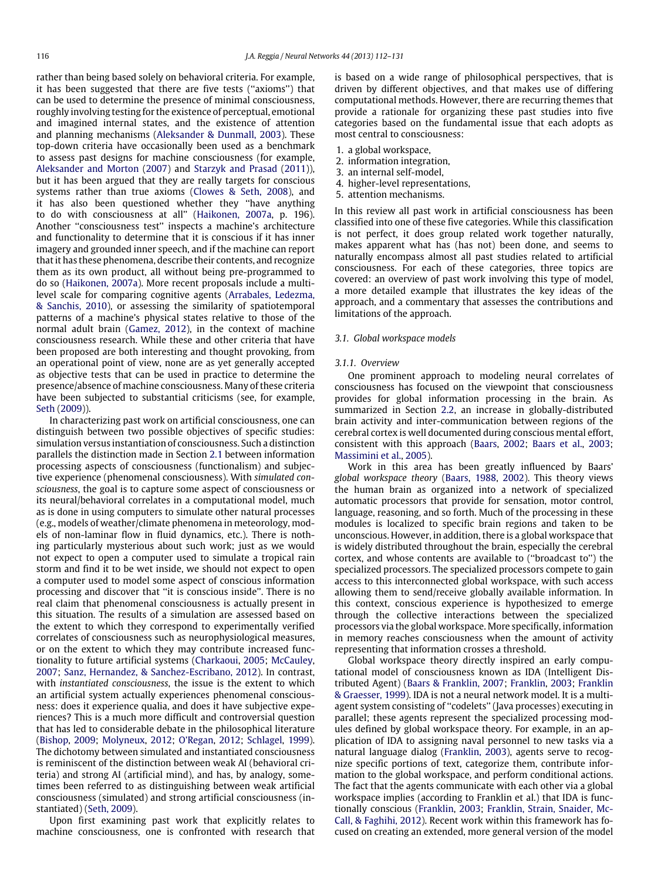rather than being based solely on behavioral criteria. For example, it has been suggested that there are five tests (''axioms'') that can be used to determine the presence of minimal consciousness, roughly involving testing for the existence of perceptual, emotional and imagined internal states, and the existence of attention and planning mechanisms (Aleksander & Dunmall, 2003). These top-down criteria have occasionally been used as a benchmark to assess past designs for machine consciousness (for example, Aleksander and Morton (2007) and Starzyk and Prasad (2011)), but it has been argued that they are really targets for conscious systems rather than true axioms (Clowes & Seth, 2008), and it has also been questioned whether they ''have anything to do with consciousness at all'' (Haikonen, 2007a, p. 196). Another ''consciousness test'' inspects a machine's architecture and functionality to determine that it is conscious if it has inner imagery and grounded inner speech, and if the machine can report that it has these phenomena, describe their contents, and recognize them as its own product, all without being pre-programmed to do so (Haikonen, 2007a). More recent proposals include a multi-level scale for comparing cognitive agents (Arrabales, Ledezma, & Sanchis, 2010), or assessing the similarity of spatiotemporal patterns of a machine's physical states relative to those of the normal adult brain (Gamez, 2012), in the context of machine consciousness research. While these and other criteria that have been proposed are both interesting and thought provoking, from an operational point of view, none are as yet generally accepted as objective tests that can be used in practice to determine the presence/absence of machine consciousness. Many of these criteria have been subjected to substantial criticisms (see, for example, Seth (2009)).

In characterizing past work on artificial consciousness, one can distinguish between two possible objectives of specific studies: simulation versus instantiation of consciousness. Such a distinction parallels the distinction made in Section 2.1 between information processing aspects of consciousness (functionalism) and subjective experience (phenomenal consciousness). With *simulated consciousness*, the goal is to capture some aspect of consciousness or its neural/behavioral correlates in a computational model, much as is done in using computers to simulate other natural processes (e.g., models of weather/climate phenomena in meteorology, models of non-laminar flow in fluid dynamics, etc.). There is nothing particularly mysterious about such work; just as we would not expect to open a computer used to simulate a tropical rain storm and find it to be wet inside, we should not expect to open a computer used to model some aspect of conscious information processing and discover that ''it is conscious inside''. There is no real claim that phenomenal consciousness is actually present in this situation. The results of a simulation are assessed based on the extent to which they correspond to experimentally verified correlates of consciousness such as neurophysiological measures, or on the extent to which they may contribute increased functionality to future artificial systems (Charkaoui, 2005; McCauley, 2007; Sanz, Hernandez, & Sanchez-Escribano, 2012). In contrast, with *instantiated consciousness*, the issue is the extent to which an artificial system actually experiences phenomenal consciousness: does it experience qualia, and does it have subjective experiences? This is a much more difficult and controversial question that has led to considerable debate in the philosophical literature (Bishop, 2009; Molyneux, 2012; O'Regan, 2012; Schlagel, 1999). The dichotomy between simulated and instantiated consciousness is reminiscent of the distinction between weak AI (behavioral criteria) and strong AI (artificial mind), and has, by analogy, sometimes been referred to as distinguishing between weak artificial consciousness (simulated) and strong artificial consciousness (instantiated) (Seth, 2009).

Upon first examining past work that explicitly relates to machine consciousness, one is confronted with research that is based on a wide range of philosophical perspectives, that is driven by different objectives, and that makes use of differing computational methods. However, there are recurring themes that provide a rationale for organizing these past studies into five categories based on the fundamental issue that each adopts as most central to consciousness:

1. a global workspace,
2. information integration,
3. an internal self-model,
4. higher-level representations,
5. attention mechanisms.

In this review all past work in artificial consciousness has been classified into one of these five categories. While this classification is not perfect, it does group related work together naturally, makes apparent what has (has not) been done, and seems to naturally encompass almost all past studies related to artificial consciousness. For each of these categories, three topics are covered: an overview of past work involving this type of model, a more detailed example that illustrates the key ideas of the approach, and a commentary that assesses the contributions and limitations of the approach.

### 3.1. Global workspace models

#### 3.1.1. Overview

One prominent approach to modeling neural correlates of consciousness has focused on the viewpoint that consciousness provides for global information processing in the brain. As summarized in Section 2.2, an increase in globally-distributed brain activity and inter-communication between regions of the cerebral cortex is well documented during conscious mental effort, consistent with this approach (Baars, 2002; Baars et al., 2003; Massimini et al., 2005).

Work in this area has been greatly influenced by Baars' *global workspace theory* (Baars, 1988, 2002). This theory views the human brain as organized into a network of specialized automatic processors that provide for sensation, motor control, language, reasoning, and so forth. Much of the processing in these modules is localized to specific brain regions and taken to be unconscious. However, in addition, there is a global workspace that is widely distributed throughout the brain, especially the cerebral cortex, and whose contents are available to (''broadcast to'') the specialized processors. The specialized processors compete to gain access to this interconnected global workspace, with such access allowing them to send/receive globally available information. In this context, conscious experience is hypothesized to emerge through the collective interactions between the specialized processors via the global workspace. More specifically, information in memory reaches consciousness when the amount of activity representing that information crosses a threshold.

Global workspace theory directly inspired an early computational model of consciousness known as IDA (Intelligent Distributed Agent) (Baars & Franklin, 2007; Franklin, 2003; Franklin & Graesser, 1999). IDA is not a neural network model. It is a multi-agent system consisting of ''codelets'' (Java processes) executing in parallel; these agents represent the specialized processing modules defined by global workspace theory. For example, in an application of IDA to assigning naval personnel to new tasks via a natural language dialog (Franklin, 2003), agents serve to recognize specific portions of text, categorize them, contribute information to the global workspace, and perform conditional actions. The fact that the agents communicate with each other via a global workspace implies (according to Franklin et al.) that IDA is functionally conscious (Franklin, 2003; Franklin, Strain, Snaider, McCall, & Faghihi, 2012). Recent work within this framework has focused on creating an extended, more general version of the model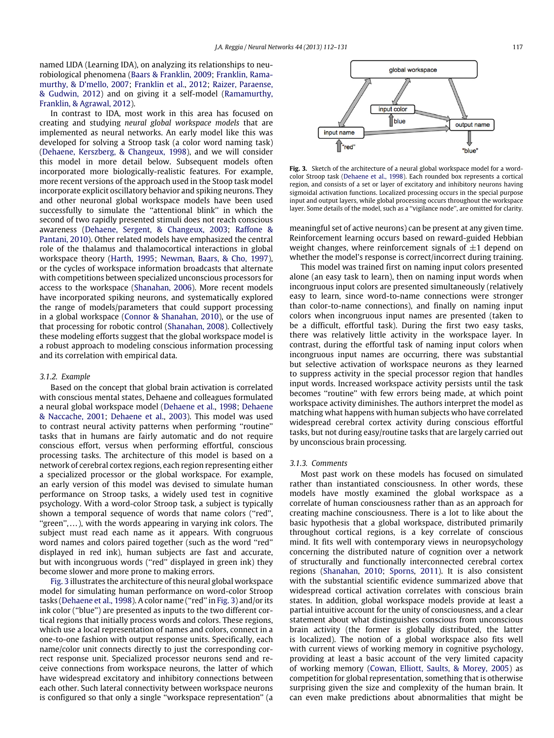named LIDA (Learning IDA), on analyzing its relationships to neurobiological phenomena (Baars & Franklin, 2009; Franklin, Ramamurthy, & D'mello, 2007; Franklin et al., 2012; Raizer, Paraense, & Gudwin, 2012) and on giving it a self-model (Ramamurthy, Franklin, & Agrawal, 2012).

In contrast to IDA, most work in this area has focused on creating and studying *neural global workspace models* that are implemented as neural networks. An early model like this was developed for solving a Stroop task (a color word naming task) (Dehaene, Kerszberg, & Changeux, 1998), and we will consider this model in more detail below. Subsequent models often incorporated more biologically-realistic features. For example, more recent versions of the approach used in the Stoop task model incorporate explicit oscillatory behavior and spiking neurons. They and other neuronal global workspace models have been used successfully to simulate the "attentional blink" in which the second of two rapidly presented stimuli does not reach conscious awareness (Dehaene, Sergent, & Changeux, 2003; Raffone & Pantani, 2010). Other related models have emphasized the central role of the thalamus and thalamocortical interactions in global workspace theory (Harth, 1995; Newman, Baars, & Cho, 1997), or the cycles of workspace information broadcasts that alternate with competitions between specialized unconscious processors for access to the workspace (Shanahan, 2006). More recent models have incorporated spiking neurons, and systematically explored the range of models/parameters that could support processing in a global workspace (Connor & Shanahan, 2010), or the use of that processing for robotic control (Shanahan, 2008). Collectively these modeling efforts suggest that the global workspace model is a robust approach to modeling conscious information processing and its correlation with empirical data.

### 3.1.2. Example

Based on the concept that global brain activation is correlated with conscious mental states, Dehaene and colleagues formulated a neural global workspace model (Dehaene et al., 1998; Dehaene & Naccache, 2001; Dehaene et al., 2003). This model was used to contrast neural activity patterns when performing "routine" tasks that in humans are fairly automatic and do not require conscious effort, versus when performing effortful, conscious processing tasks. The architecture of this model is based on a network of cerebral cortex regions, each region representing either a specialized processor or the global workspace. For example, an early version of this model was devised to simulate human performance on Stroop tasks, a widely used test in cognitive psychology. With a word-color Stroop task, a subject is typically shown a temporal sequence of words that name colors ("red", "green", ...), with the words appearing in varying ink colors. The subject must read each name as it appears. With congruous word names and colors paired together (such as the word "red" displayed in red ink), human subjects are fast and accurate, but with incongruous words ("red" displayed in green ink) they become slower and more prone to making errors.

Fig. 3 illustrates the architecture of this neural global workspace model for simulating human performance on word-color Stroop tasks (Dehaene et al., 1998). A color name ("red" in Fig. 3) and/or its ink color ("blue") are presented as inputs to the two different cortical regions that initially process words and colors. These regions, which use a local representation of names and colors, connect in a one-to-one fashion with output response units. Specifically, each name/color unit connects directly to just the corresponding correct response unit. Specialized processor neurons send and receive connections from workspace neurons, the latter of which have widespread excitatory and inhibitory connections between each other. Such lateral connectivity between workspace neurons is configured so that only a single "workspace representation" (a meaningful set of active neurons) can be present at any given time. Reinforcement learning occurs based on reward-guided Hebbian weight changes, where reinforcement signals of $\pm 1$ depend on whether the model's response is correct/incorrect during training.

**Fig. 3.** Sketch of the architecture of a neural global workspace model for a word-color Stroop task (Dehaene et al., 1998). Each rounded box represents a cortical region, and consists of a set or layer of excitatory and inhibitory neurons having sigmoidal activation functions. Localized processing occurs in the special purpose input and output layers, while global processing occurs throughout the workspace layer. Some details of the model, such as a "vigilance node", are omitted for clarity.

This model was trained first on naming input colors presented alone (an easy task to learn), then on naming input words when incongruous input colors are presented simultaneously (relatively easy to learn, since word-to-name connections were stronger than color-to-name connections), and finally on naming input colors when incongruous input names are presented (taken to be a difficult, effortful task). During the first two easy tasks, there was relatively little activity in the workspace layer. In contrast, during the effortful task of naming input colors when incongruous input names are occurring, there was substantial but selective activation of workspace neurons as they learned to suppress activity in the special processor region that handles input words. Increased workspace activity persists until the task becomes "routine" with few errors being made, at which point workspace activity diminishes. The authors interpret the model as matching what happens with human subjects who have correlated widespread cerebral cortex activity during conscious effortful tasks, but not during easy/routine tasks that are largely carried out by unconscious brain processing.

### 3.1.3. Comments

Most past work on these models has focused on simulated rather than instantiated consciousness. In other words, these models have mostly examined the global workspace as a correlate of human consciousness rather than as an approach for creating machine consciousness. There is a lot to like about the basic hypothesis that a global workspace, distributed primarily throughout cortical regions, is a key correlate of conscious mind. It fits well with contemporary views in neuropsychology concerning the distributed nature of cognition over a network of structurally and functionally interconnected cerebral cortex regions (Shanahan, 2010; Sporns, 2011). It is also consistent with the substantial scientific evidence summarized above that widespread cortical activation correlates with conscious brain states. In addition, global workspace models provide at least a partial intuitive account for the unity of consciousness, and a clear statement about what distinguishes conscious from unconscious brain activity (the former is globally distributed, the latter is localized). The notion of a global workspace also fits well with current views of working memory in cognitive psychology, providing at least a basic account of the very limited capacity of working memory (Cowan, Elliott, Saults, & Morey, 2005) as competition for global representation, something that is otherwise surprising given the size and complexity of the human brain. It can even make predictions about abnormalities that might be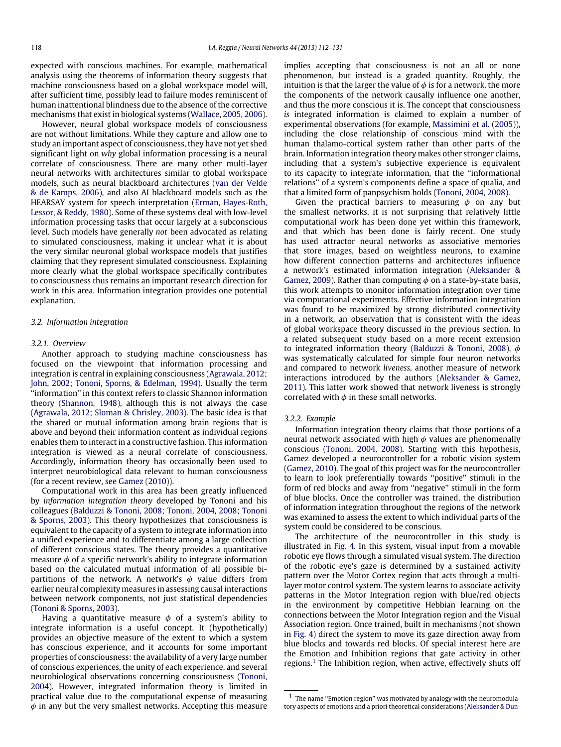expected with conscious machines. For example, mathematical analysis using the theorems of information theory suggests that machine consciousness based on a global workspace model will, after sufficient time, possibly lead to failure modes reminiscent of human inattentional blindness due to the absence of the corrective mechanisms that exist in biological systems (Wallace, 2005, 2006).

However, neural global workspace models of consciousness are not without limitations. While they capture and allow one to study an important aspect of consciousness, they have not yet shed significant light on *why* global information processing is a neural correlate of consciousness. There are many other multi-layer neural networks with architectures similar to global workspace models, such as neural blackboard architectures (van der Velde & de Kamps, 2006), and also AI blackboard models such as the HEARSAY system for speech interpretation (Erman, Hayes-Roth, Lessor, & Reddy, 1980). Some of these systems deal with low-level information processing tasks that occur largely at a subconscious level. Such models have generally *not* been advocated as relating to simulated consciousness, making it unclear what it is about the very similar neuronal global workspace models that justifies claiming that they represent simulated consciousness. Explaining more clearly what the global workspace specifically contributes to consciousness thus remains an important research direction for work in this area. Information integration provides one potential explanation.

### 3.2. Information integration

#### 3.2.1. Overview

Another approach to studying machine consciousness has focused on the viewpoint that information processing and integration is central in explaining consciousness (Agrawala, 2012; John, 2002; Tononi, Sporns, & Edelman, 1994). Usually the term "information" in this context refers to classic Shannon information theory (Shannon, 1948), although this is not always the case (Agrawala, 2012; Sloman & Chrisley, 2003). The basic idea is that the shared or mutual information among brain regions that is above and beyond their information content as individual regions enables them to interact in a constructive fashion. This information integration is viewed as a neural correlate of consciousness. Accordingly, information theory has occasionally been used to interpret neurobiological data relevant to human consciousness (for a recent review, see Gamez (2010)).

Computational work in this area has been greatly influenced by *information integration theory* developed by Tononi and his colleagues (Balduzzi & Tononi, 2008; Tononi, 2004, 2008; Tononi & Sporns, 2003). This theory hypothesizes that consciousness is equivalent to the capacity of a system to integrate information into a unified experience and to differentiate among a large collection of different conscious states. The theory provides a quantitative measure $\phi$ of a specific network's ability to integrate information based on the calculated mutual information of all possible bipartitions of the network. A network's $\phi$ value differs from earlier neural complexity measures in assessing causal interactions between network components, not just statistical dependencies (Tononi & Sporns, 2003).

Having a quantitative measure $\phi$ of a system's ability to integrate information is a useful concept. It (hypothetically) provides an objective measure of the extent to which a system has conscious experience, and it accounts for some important properties of consciousness: the availability of a very large number of conscious experiences, the unity of each experience, and several neurobiological observations concerning consciousness (Tononi, 2004). However, integrated information theory is limited in practical value due to the computational expense of measuring $\phi$ in any but the very smallest networks. Accepting this measure implies accepting that consciousness is not an all or none phenomenon, but instead is a graded quantity. Roughly, the intuition is that the larger the value of $\phi$ is for a network, the more the components of the network causally influence one another, and thus the more conscious it is. The concept that consciousness *is* integrated information is claimed to explain a number of experimental observations (for example, Massimini et al. (2005)), including the close relationship of conscious mind with the human thalamo-cortical system rather than other parts of the brain. Information integration theory makes other stronger claims, including that a system's subjective experience is equivalent to its capacity to integrate information, that the "informational relations" of a system's components define a space of qualia, and that a limited form of panpsychism holds (Tononi, 2004, 2008).

Given the practical barriers to measuring $\phi$ on any but the smallest networks, it is not surprising that relatively little computational work has been done yet within this framework, and that which has been done is fairly recent. One study has used attractor neural networks as associative memories that store images, based on weightless neurons, to examine how different connection patterns and architectures influence a network's estimated information integration (Aleksander & Gamez, 2009). Rather than computing $\phi$ on a state-by-state basis, this work attempts to monitor information integration over time via computational experiments. Effective information integration was found to be maximized by strong distributed connectivity in a network, an observation that is consistent with the ideas of global workspace theory discussed in the previous section. In a related subsequent study based on a more recent extension to integrated information theory (Balduzzi & Tononi, 2008), $\phi$ was systematically calculated for simple four neuron networks and compared to network *liveness*, another measure of network interactions introduced by the authors (Aleksander & Gamez, 2011). This latter work showed that network liveness is strongly correlated with $\phi$ in these small networks.

#### 3.2.2. Example

Information integration theory claims that those portions of a neural network associated with high $\phi$ values are phenomenally conscious (Tononi, 2004, 2008). Starting with this hypothesis, Gamez developed a neurocontroller for a robotic vision system (Gamez, 2010). The goal of this project was for the neurocontroller to learn to look preferentially towards "positive" stimuli in the form of red blocks and away from "negative" stimuli in the form of blue blocks. Once the controller was trained, the distribution of information integration throughout the regions of the network was examined to assess the extent to which individual parts of the system could be considered to be conscious.

The architecture of the neurocontroller in this study is illustrated in Fig. 4. In this system, visual input from a movable robotic eye flows through a simulated visual system. The direction of the robotic eye's gaze is determined by a sustained activity pattern over the Motor Cortex region that acts through a multi-layer motor control system. The system learns to associate activity patterns in the Motor Integration region with blue/red objects in the environment by competitive Hebbian learning on the connections between the Motor Integration region and the Visual Association region. Once trained, built in mechanisms (not shown in Fig. 4) direct the system to move its gaze direction away from blue blocks and towards red blocks. Of special interest here are the Emotion and Inhibition regions that gate activity in other regions.[1] The Inhibition region, when active, effectively shuts off

[1] The name "Emotion region" was motivated by analogy with the neuromodulatory aspects of emotions and a priori theoretical considerations (Aleksander & Dun-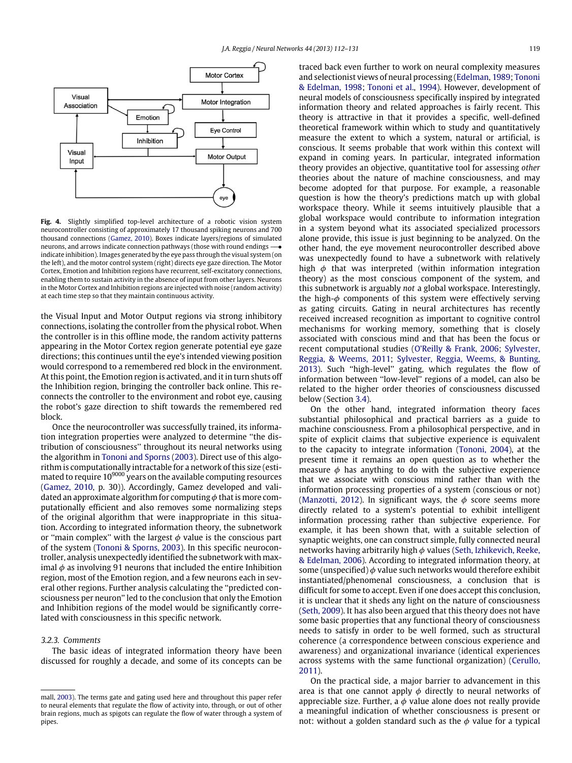**Fig. 4.** Slightly simplified top-level architecture of a robotic vision system neurocontroller consisting of approximately 17 thousand spiking neurons and 700 thousand connections (Gamez, 2010). Boxes indicate layers/regions of simulated neurons, and arrows indicate connection pathways (those with round endings —● indicate inhibition). Images generated by the eye pass through the visual system (on the left), and the motor control system (right) directs eye gaze direction. The Motor Cortex, Emotion and Inhibition regions have recurrent, self-excitatory connections, enabling them to sustain activity in the absence of input from other layers. Neurons in the Motor Cortex and Inhibition regions are injected with noise (random activity) at each time step so that they maintain continuous activity.

the Visual Input and Motor Output regions via strong inhibitory connections, isolating the controller from the physical robot. When the controller is in this offline mode, the random activity patterns appearing in the Motor Cortex region generate potential eye gaze directions; this continues until the eye's intended viewing position would correspond to a remembered red block in the environment. At this point, the Emotion region is activated, and it in turn shuts off the Inhibition region, bringing the controller back online. This reconnects the controller to the environment and robot eye, causing the robot's gaze direction to shift towards the remembered red block.

Once the neurocontroller was successfully trained, its information integration properties were analyzed to determine ''the distribution of consciousness'' throughout its neural networks using the algorithm in Tononi and Sporns (2003). Direct use of this algorithm is computationally intractable for a network of this size (estimated to require $10^{9000}$ years on the available computing resources (Gamez, 2010, p. 30)). Accordingly, Gamez developed and validated an approximate algorithm for computing $\phi$ that is more computationally efficient and also removes some normalizing steps of the original algorithm that were inappropriate in this situation. According to integrated information theory, the subnetwork or ''main complex'' with the largest $\phi$ value is the conscious part of the system (Tononi & Sporns, 2003). In this specific neurocontroller, analysis unexpectedly identified the subnetwork with maximal $\phi$ as involving 91 neurons that included the entire Inhibition region, most of the Emotion region, and a few neurons each in several other regions. Further analysis calculating the ''predicted consciousness per neuron'' led to the conclusion that only the Emotion and Inhibition regions of the model would be significantly correlated with consciousness in this specific network.

### 3.2.3. Comments

The basic ideas of integrated information theory have been discussed for roughly a decade, and some of its concepts can be traced back even further to work on neural complexity measures and selectionist views of neural processing (Edelman, 1989; Tononi & Edelman, 1998; Tononi et al., 1994). However, development of neural models of consciousness specifically inspired by integrated information theory and related approaches is fairly recent. This theory is attractive in that it provides a specific, well-defined theoretical framework within which to study and quantitatively measure the extent to which a system, natural or artificial, is conscious. It seems probable that work within this context will expand in coming years. In particular, integrated information theory provides an objective, quantitative tool for assessing *other* theories about the nature of machine consciousness, and may become adopted for that purpose. For example, a reasonable question is how the theory's predictions match up with global workspace theory. While it seems intuitively plausible that a global workspace would contribute to information integration in a system beyond what its associated specialized processors alone provide, this issue is just beginning to be analyzed. On the other hand, the eye movement neurocontroller described above was unexpectedly found to have a subnetwork with relatively high $\phi$ that was interpreted (within information integration theory) as the most conscious component of the system, and this subnetwork is arguably *not* a global workspace. Interestingly, the high-$\phi$ components of this system were effectively serving as gating circuits. Gating in neural architectures has recently received increased recognition as important to cognitive control mechanisms for working memory, something that is closely associated with conscious mind and that has been the focus or recent computational studies (O'Reilly & Frank, 2006; Sylvester, Reggia, & Weems, 2011; Sylvester, Reggia, Weems, & Bunting, 2013). Such ''high-level'' gating, which regulates the flow of information between ''low-level'' regions of a model, can also be related to the higher order theories of consciousness discussed below (Section 3.4).

On the other hand, integrated information theory faces substantial philosophical and practical barriers as a guide to machine consciousness. From a philosophical perspective, and in spite of explicit claims that subjective experience is equivalent to the capacity to integrate information (Tononi, 2004), at the present time it remains an open question as to whether the measure $\phi$ has anything to do with the subjective experience that we associate with conscious mind rather than with the information processing properties of a system (conscious or not) (Manzotti, 2012). In significant ways, the $\phi$ score seems more directly related to a system's potential to exhibit intelligent information processing rather than subjective experience. For example, it has been shown that, with a suitable selection of synaptic weights, one can construct simple, fully connected neural networks having arbitrarily high $\phi$ values (Seth, Izhikevich, Reeke, & Edelman, 2006). According to integrated information theory, at some (unspecified) $\phi$ value such networks would therefore exhibit instantiated/phenomenal consciousness, a conclusion that is difficult for some to accept. Even if one does accept this conclusion, it is unclear that it sheds any light on the nature of consciousness (Seth, 2009). It has also been argued that this theory does not have some basic properties that any functional theory of consciousness needs to satisfy in order to be well formed, such as structural coherence (a correspondence between conscious experience and awareness) and organizational invariance (identical experiences across systems with the same functional organization) (Cerullo, 2011).

On the practical side, a major barrier to advancement in this area is that one cannot apply $\phi$ directly to neural networks of appreciable size. Further, a $\phi$ value alone does not really provide a meaningful indication of whether consciousness is present or not: without a golden standard such as the $\phi$ value for a typical

mall, 2003). The terms gate and gating used here and throughout this paper refer to neural elements that regulate the flow of activity into, through, or out of other brain regions, much as spigots can regulate the flow of water through a system of pipes.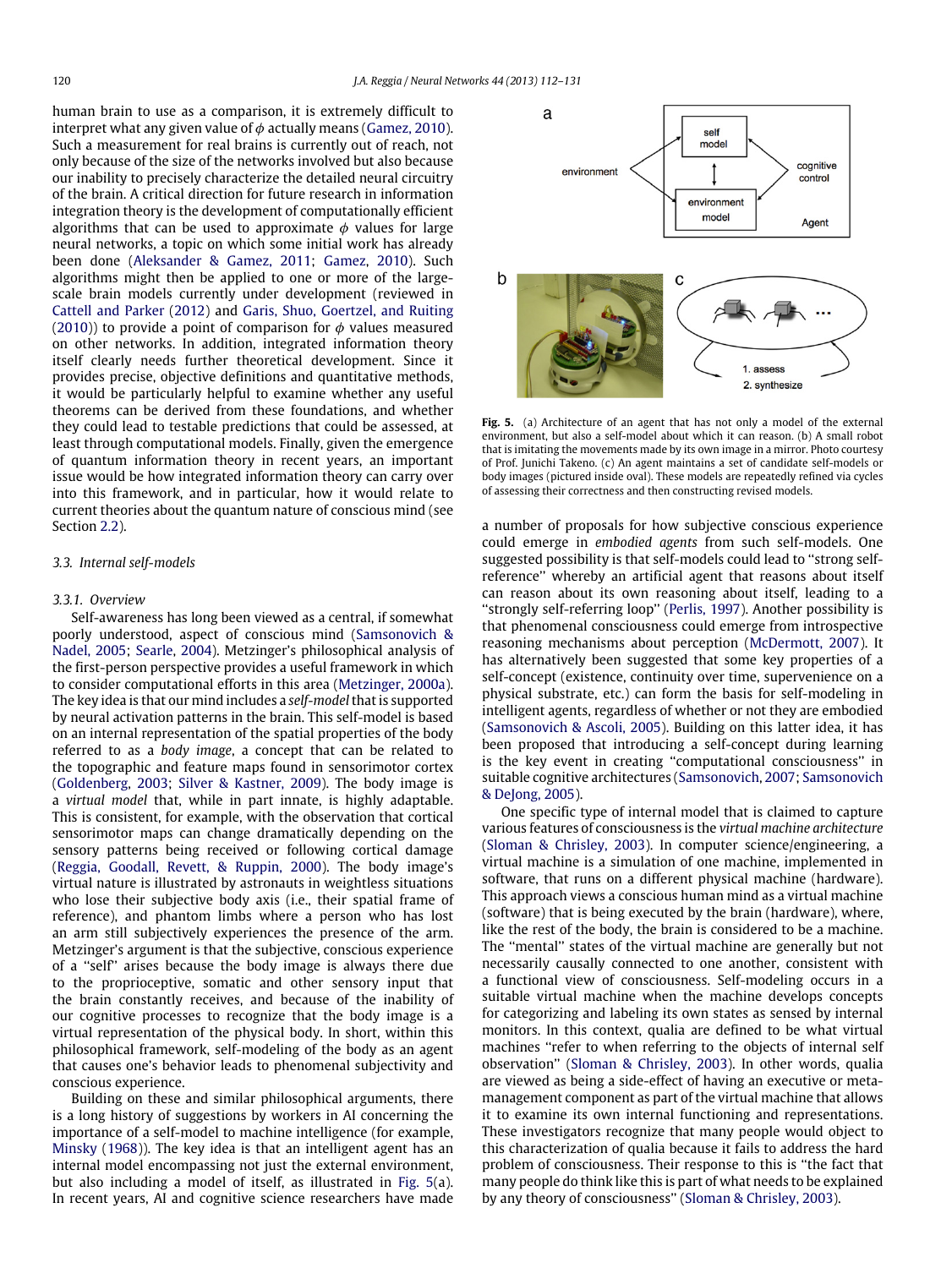human brain to use as a comparison, it is extremely difficult to interpret what any given value of $\phi$ actually means (Gamez, 2010). Such a measurement for real brains is currently out of reach, not only because of the size of the networks involved but also because our inability to precisely characterize the detailed neural circuitry of the brain. A critical direction for future research in information integration theory is the development of computationally efficient algorithms that can be used to approximate $\phi$ values for large neural networks, a topic on which some initial work has already been done (Aleksander & Gamez, 2011; Gamez, 2010). Such algorithms might then be applied to one or more of the large-scale brain models currently under development (reviewed in Cattell and Parker (2012) and Garis, Shuo, Goertzel, and Ruiting (2010)) to provide a point of comparison for $\phi$ values measured on other networks. In addition, integrated information theory itself clearly needs further theoretical development. Since it provides precise, objective definitions and quantitative methods, it would be particularly helpful to examine whether any useful theorems can be derived from these foundations, and whether they could lead to testable predictions that could be assessed, at least through computational models. Finally, given the emergence of quantum information theory in recent years, an important issue would be how integrated information theory can carry over into this framework, and in particular, how it would relate to current theories about the quantum nature of conscious mind (see Section 2.2).

### 3.3. Internal self-models

#### 3.3.1. Overview

Self-awareness has long been viewed as a central, if somewhat poorly understood, aspect of conscious mind (Samsonovich & Nadel, 2005; Searle, 2004). Metzinger's philosophical analysis of the first-person perspective provides a useful framework in which to consider computational efforts in this area (Metzinger, 2000a). The key idea is that our mind includes a *self-model* that is supported by neural activation patterns in the brain. This self-model is based on an internal representation of the spatial properties of the body referred to as a *body image*, a concept that can be related to the topographic and feature maps found in sensorimotor cortex (Goldenberg, 2003; Silver & Kastner, 2009). The body image is a *virtual model* that, while in part innate, is highly adaptable. This is consistent, for example, with the observation that cortical sensorimotor maps can change dramatically depending on the sensory patterns being received or following cortical damage (Reggia, Goodall, Revett, & Ruppin, 2000). The body image's virtual nature is illustrated by astronauts in weightless situations who lose their subjective body axis (i.e., their spatial frame of reference), and phantom limbs where a person who has lost an arm still subjectively experiences the presence of the arm. Metzinger's argument is that the subjective, conscious experience of a "self" arises because the body image is always there due to the proprioceptive, somatic and other sensory input that the brain constantly receives, and because of the inability of our cognitive processes to recognize that the body image is a virtual representation of the physical body. In short, within this philosophical framework, self-modeling of the body as an agent that causes one's behavior leads to phenomenal subjectivity and conscious experience.

Building on these and similar philosophical arguments, there is a long history of suggestions by workers in AI concerning the importance of a self-model to machine intelligence (for example, Minsky (1968)). The key idea is that an intelligent agent has an internal model encompassing not just the external environment, but also including a model of itself, as illustrated in Fig. 5(a). In recent years, AI and cognitive science researchers have made

**Fig. 5.** (a) Architecture of an agent that has not only a model of the external environment, but also a self-model about which it can reason. (b) A small robot that is imitating the movements made by its own image in a mirror. Photo courtesy of Prof. Junichi Takeno. (c) An agent maintains a set of candidate self-models or body images (pictured inside oval). These models are repeatedly refined via cycles of assessing their correctness and then constructing revised models.

a number of proposals for how subjective conscious experience could emerge in *embodied agents* from such self-models. One suggested possibility is that self-models could lead to "strong self-reference" whereby an artificial agent that reasons about itself can reason about its own reasoning about itself, leading to a "strongly self-referring loop" (Perlis, 1997). Another possibility is that phenomenal consciousness could emerge from introspective reasoning mechanisms about perception (McDermott, 2007). It has alternatively been suggested that some key properties of a self-concept (existence, continuity over time, supervenience on a physical substrate, etc.) can form the basis for self-modeling in intelligent agents, regardless of whether or not they are embodied (Samsonovich & Ascoli, 2005). Building on this latter idea, it has been proposed that introducing a self-concept during learning is the key event in creating "computational consciousness" in suitable cognitive architectures (Samsonovich, 2007; Samsonovich & DeJong, 2005).

One specific type of internal model that is claimed to capture various features of consciousness is the *virtual machine architecture* (Sloman & Chrisley, 2003). In computer science/engineering, a virtual machine is a simulation of one machine, implemented in software, that runs on a different physical machine (hardware). This approach views a conscious human mind as a virtual machine (software) that is being executed by the brain (hardware), where, like the rest of the body, the brain is considered to be a machine. The "mental" states of the virtual machine are generally but not necessarily causally connected to one another, consistent with a functional view of consciousness. Self-modeling occurs in a suitable virtual machine when the machine develops concepts for categorizing and labeling its own states as sensed by internal monitors. In this context, qualia are defined to be what virtual machines "refer to when referring to the objects of internal self observation" (Sloman & Chrisley, 2003). In other words, qualia are viewed as being a side-effect of having an executive or meta-management component as part of the virtual machine that allows it to examine its own internal functioning and representations. These investigators recognize that many people would object to this characterization of qualia because it fails to address the hard problem of consciousness. Their response to this is "the fact that many people do think like this is part of what needs to be explained by any theory of consciousness" (Sloman & Chrisley, 2003).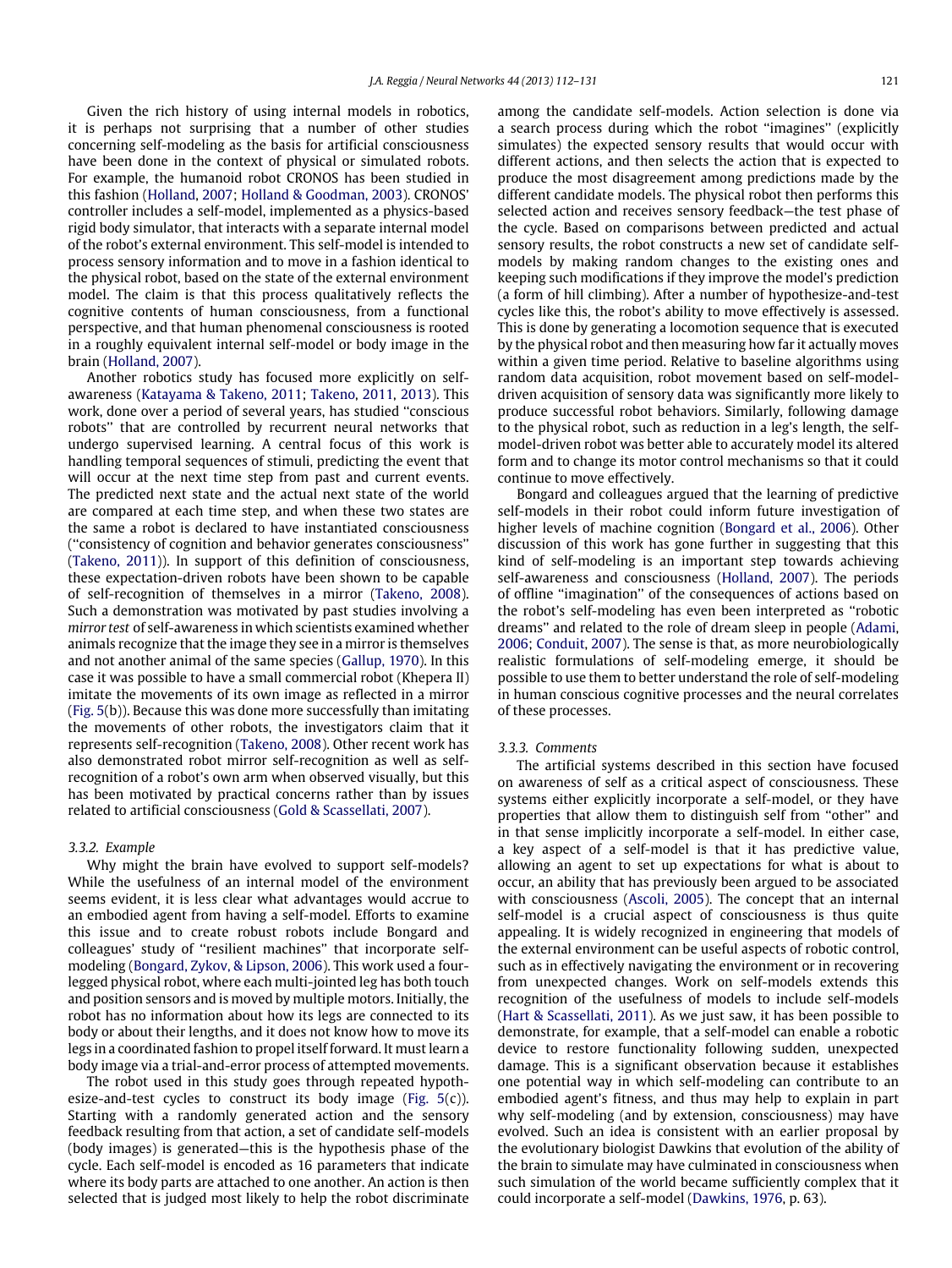Given the rich history of using internal models in robotics, it is perhaps not surprising that a number of other studies concerning self-modeling as the basis for artificial consciousness have been done in the context of physical or simulated robots. For example, the humanoid robot CRONOS has been studied in this fashion (Holland, 2007; Holland & Goodman, 2003). CRONOS' controller includes a self-model, implemented as a physics-based rigid body simulator, that interacts with a separate internal model of the robot's external environment. This self-model is intended to process sensory information and to move in a fashion identical to the physical robot, based on the state of the external environment model. The claim is that this process qualitatively reflects the cognitive contents of human consciousness, from a functional perspective, and that human phenomenal consciousness is rooted in a roughly equivalent internal self-model or body image in the brain (Holland, 2007).

Another robotics study has focused more explicitly on self-awareness (Katayama & Takeno, 2011; Takeno, 2011, 2013). This work, done over a period of several years, has studied "conscious robots" that are controlled by recurrent neural networks that undergo supervised learning. A central focus of this work is handling temporal sequences of stimuli, predicting the event that will occur at the next time step from past and current events. The predicted next state and the actual next state of the world are compared at each time step, and when these two states are the same a robot is declared to have instantiated consciousness ("consistency of cognition and behavior generates consciousness" (Takeno, 2011)). In support of this definition of consciousness, these expectation-driven robots have been shown to be capable of self-recognition of themselves in a mirror (Takeno, 2008). Such a demonstration was motivated by past studies involving a *mirror test* of self-awareness in which scientists examined whether animals recognize that the image they see in a mirror is themselves and not another animal of the same species (Gallup, 1970). In this case it was possible to have a small commercial robot (Khepera II) imitate the movements of its own image as reflected in a mirror (Fig. 5(b)). Because this was done more successfully than imitating the movements of other robots, the investigators claim that it represents self-recognition (Takeno, 2008). Other recent work has also demonstrated robot mirror self-recognition as well as self-recognition of a robot's own arm when observed visually, but this has been motivated by practical concerns rather than by issues related to artificial consciousness (Gold & Scassellati, 2007).

### 3.3.2. Example

Why might the brain have evolved to support self-models? While the usefulness of an internal model of the environment seems evident, it is less clear what advantages would accrue to an embodied agent from having a self-model. Efforts to examine this issue and to create robust robots include Bongard and colleagues' study of "resilient machines" that incorporate self-modeling (Bongard, Zykov, & Lipson, 2006). This work used a four-legged physical robot, where each multi-jointed leg has both touch and position sensors and is moved by multiple motors. Initially, the robot has no information about how its legs are connected to its body or about their lengths, and it does not know how to move its legs in a coordinated fashion to propel itself forward. It must learn a body image via a trial-and-error process of attempted movements.

The robot used in this study goes through repeated hypothesize-and-test cycles to construct its body image (Fig. 5(c)). Starting with a randomly generated action and the sensory feedback resulting from that action, a set of candidate self-models (body images) is generated—this is the hypothesis phase of the cycle. Each self-model is encoded as 16 parameters that indicate where its body parts are attached to one another. An action is then selected that is judged most likely to help the robot discriminate among the candidate self-models. Action selection is done via a search process during which the robot "imagines" (explicitly simulates) the expected sensory results that would occur with different actions, and then selects the action that is expected to produce the most disagreement among predictions made by the different candidate models. The physical robot then performs this selected action and receives sensory feedback—the test phase of the cycle. Based on comparisons between predicted and actual sensory results, the robot constructs a new set of candidate self-models by making random changes to the existing ones and keeping such modifications if they improve the model's prediction (a form of hill climbing). After a number of hypothesize-and-test cycles like this, the robot's ability to move effectively is assessed. This is done by generating a locomotion sequence that is executed by the physical robot and then measuring how far it actually moves within a given time period. Relative to baseline algorithms using random data acquisition, robot movement based on self-model-driven acquisition of sensory data was significantly more likely to produce successful robot behaviors. Similarly, following damage to the physical robot, such as reduction in a leg's length, the self-model-driven robot was better able to accurately model its altered form and to change its motor control mechanisms so that it could continue to move effectively.

Bongard and colleagues argued that the learning of predictive self-models in their robot could inform future investigation of higher levels of machine cognition (Bongard et al., 2006). Other discussion of this work has gone further in suggesting that this kind of self-modeling is an important step towards achieving self-awareness and consciousness (Holland, 2007). The periods of offline "imagination" of the consequences of actions based on the robot's self-modeling has even been interpreted as "robotic dreams" and related to the role of dream sleep in people (Adami, 2006; Conduit, 2007). The sense is that, as more neurobiologically realistic formulations of self-modeling emerge, it should be possible to use them to better understand the role of self-modeling in human conscious cognitive processes and the neural correlates of these processes.

### 3.3.3. Comments

The artificial systems described in this section have focused on awareness of self as a critical aspect of consciousness. These systems either explicitly incorporate a self-model, or they have properties that allow them to distinguish self from "other" and in that sense implicitly incorporate a self-model. In either case, a key aspect of a self-model is that it has predictive value, allowing an agent to set up expectations for what is about to occur, an ability that has previously been argued to be associated with consciousness (Ascoli, 2005). The concept that an internal self-model is a crucial aspect of consciousness is thus quite appealing. It is widely recognized in engineering that models of the external environment can be useful aspects of robotic control, such as in effectively navigating the environment or in recovering from unexpected changes. Work on self-models extends this recognition of the usefulness of models to include self-models (Hart & Scassellati, 2011). As we just saw, it has been possible to demonstrate, for example, that a self-model can enable a robotic device to restore functionality following sudden, unexpected damage. This is a significant observation because it establishes one potential way in which self-modeling can contribute to an embodied agent's fitness, and thus may help to explain in part why self-modeling (and by extension, consciousness) may have evolved. Such an idea is consistent with an earlier proposal by the evolutionary biologist Dawkins that evolution of the ability of the brain to simulate may have culminated in consciousness when such simulation of the world became sufficiently complex that it could incorporate a self-model (Dawkins, 1976, p. 63).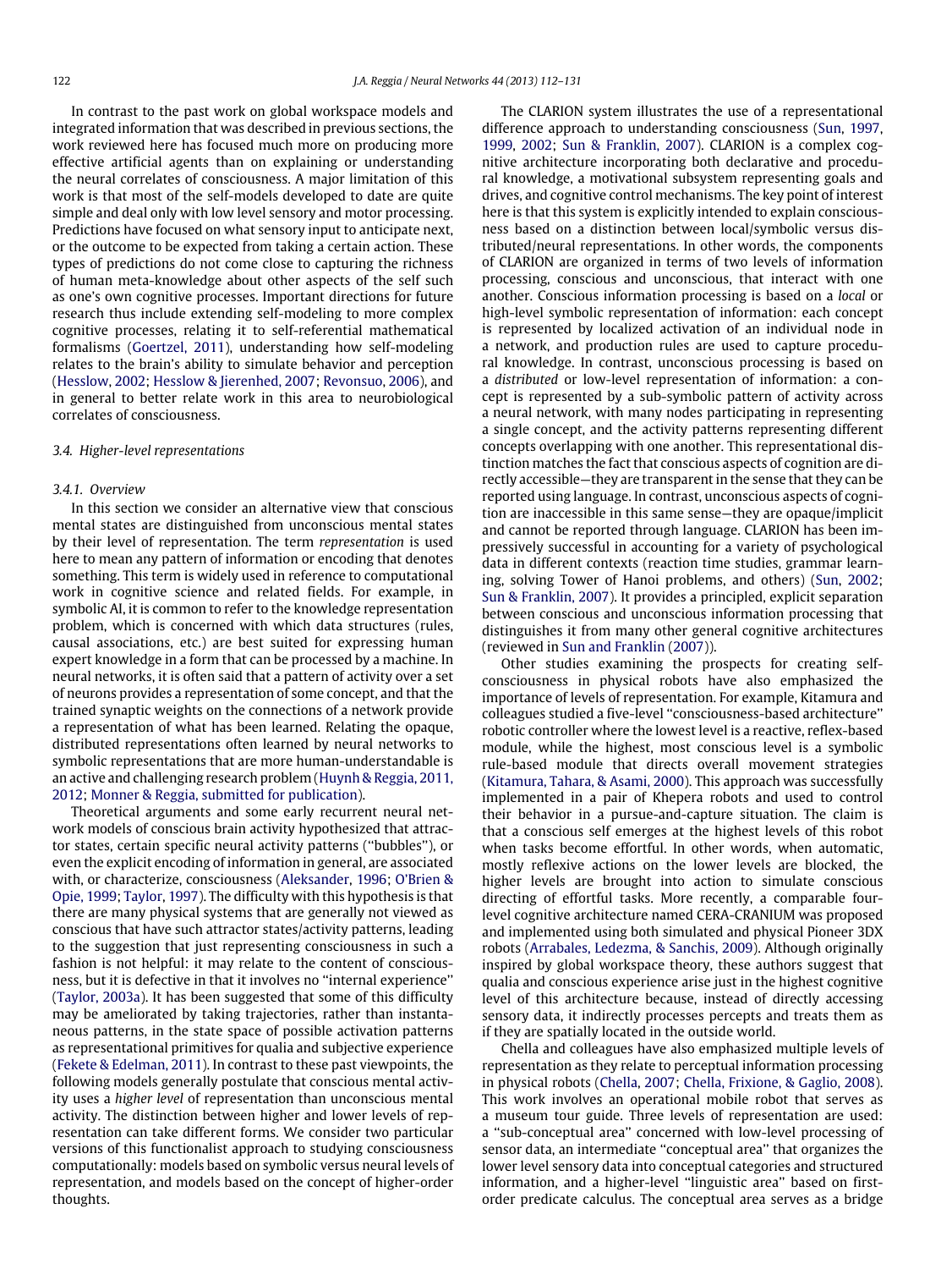In contrast to the past work on global workspace models and integrated information that was described in previous sections, the work reviewed here has focused much more on producing more effective artificial agents than on explaining or understanding the neural correlates of consciousness. A major limitation of this work is that most of the self-models developed to date are quite simple and deal only with low level sensory and motor processing. Predictions have focused on what sensory input to anticipate next, or the outcome to be expected from taking a certain action. These types of predictions do not come close to capturing the richness of human meta-knowledge about other aspects of the self such as one's own cognitive processes. Important directions for future research thus include extending self-modeling to more complex cognitive processes, relating it to self-referential mathematical formalisms (Goertzel, 2011), understanding how self-modeling relates to the brain's ability to simulate behavior and perception (Hesslow, 2002; Hesslow & Jierenhed, 2007; Revonsuo, 2006), and in general to better relate work in this area to neurobiological correlates of consciousness.

### 3.4. Higher-level representations

#### 3.4.1. Overview

In this section we consider an alternative view that conscious mental states are distinguished from unconscious mental states by their level of representation. The term *representation* is used here to mean any pattern of information or encoding that denotes something. This term is widely used in reference to computational work in cognitive science and related fields. For example, in symbolic AI, it is common to refer to the knowledge representation problem, which is concerned with which data structures (rules, causal associations, etc.) are best suited for expressing human expert knowledge in a form that can be processed by a machine. In neural networks, it is often said that a pattern of activity over a set of neurons provides a representation of some concept, and that the trained synaptic weights on the connections of a network provide a representation of what has been learned. Relating the opaque, distributed representations often learned by neural networks to symbolic representations that are more human-understandable is an active and challenging research problem (Huynh & Reggia, 2011, 2012; Monner & Reggia, submitted for publication).

Theoretical arguments and some early recurrent neural network models of conscious brain activity hypothesized that attractor states, certain specific neural activity patterns ("bubbles"), or even the explicit encoding of information in general, are associated with, or characterize, consciousness (Aleksander, 1996; O'Brien & Opie, 1999; Taylor, 1997). The difficulty with this hypothesis is that there are many physical systems that are generally not viewed as conscious that have such attractor states/activity patterns, leading to the suggestion that just representing consciousness in such a fashion is not helpful: it may relate to the content of consciousness, but it is defective in that it involves no "internal experience" (Taylor, 2003a). It has been suggested that some of this difficulty may be ameliorated by taking trajectories, rather than instantaneous patterns, in the state space of possible activation patterns as representational primitives for qualia and subjective experience (Fekete & Edelman, 2011). In contrast to these past viewpoints, the following models generally postulate that conscious mental activity uses a *higher level* of representation than unconscious mental activity. The distinction between higher and lower levels of representation can take different forms. We consider two particular versions of this functionalist approach to studying consciousness computationally: models based on symbolic versus neural levels of representation, and models based on the concept of higher-order thoughts.

The CLARION system illustrates the use of a representational difference approach to understanding consciousness (Sun, 1997, 1999, 2002; Sun & Franklin, 2007). CLARION is a complex cognitive architecture incorporating both declarative and procedural knowledge, a motivational subsystem representing goals and drives, and cognitive control mechanisms. The key point of interest here is that this system is explicitly intended to explain consciousness based on a distinction between local/symbolic versus distributed/neural representations. In other words, the components of CLARION are organized in terms of two levels of information processing, conscious and unconscious, that interact with one another. Conscious information processing is based on a *local* or high-level symbolic representation of information: each concept is represented by localized activation of an individual node in a network, and production rules are used to capture procedural knowledge. In contrast, unconscious processing is based on a *distributed* or low-level representation of information: a concept is represented by a sub-symbolic pattern of activity across a neural network, with many nodes participating in representing a single concept, and the activity patterns representing different concepts overlapping with one another. This representational distinction matches the fact that conscious aspects of cognition are directly accessible—they are transparent in the sense that they can be reported using language. In contrast, unconscious aspects of cognition are inaccessible in this same sense—they are opaque/implicit and cannot be reported through language. CLARION has been impressively successful in accounting for a variety of psychological data in different contexts (reaction time studies, grammar learning, solving Tower of Hanoi problems, and others) (Sun, 2002; Sun & Franklin, 2007). It provides a principled, explicit separation between conscious and unconscious information processing that distinguishes it from many other general cognitive architectures (reviewed in Sun and Franklin (2007)).

Other studies examining the prospects for creating self-consciousness in physical robots have also emphasized the importance of levels of representation. For example, Kitamura and colleagues studied a five-level "consciousness-based architecture" robotic controller where the lowest level is a reactive, reflex-based module, while the highest, most conscious level is a symbolic rule-based module that directs overall movement strategies (Kitamura, Tahara, & Asami, 2000). This approach was successfully implemented in a pair of Khepera robots and used to control their behavior in a pursue-and-capture situation. The claim is that a conscious self emerges at the highest levels of this robot when tasks become effortful. In other words, when automatic, mostly reflexive actions on the lower levels are blocked, the higher levels are brought into action to simulate conscious directing of effortful tasks. More recently, a comparable four-level cognitive architecture named CERA-CRANIUM was proposed and implemented using both simulated and physical Pioneer 3DX robots (Arrabales, Ledezma, & Sanchis, 2009). Although originally inspired by global workspace theory, these authors suggest that qualia and conscious experience arise just in the highest cognitive level of this architecture because, instead of directly accessing sensory data, it indirectly processes percepts and treats them as if they are spatially located in the outside world.

Chella and colleagues have also emphasized multiple levels of representation as they relate to perceptual information processing in physical robots (Chella, 2007; Chella, Frixione, & Gaglio, 2008). This work involves an operational mobile robot that serves as a museum tour guide. Three levels of representation are used: a "sub-conceptual area" concerned with low-level processing of sensor data, an intermediate "conceptual area" that organizes the lower level sensory data into conceptual categories and structured information, and a higher-level "linguistic area" based on first-order predicate calculus. The conceptual area serves as a bridge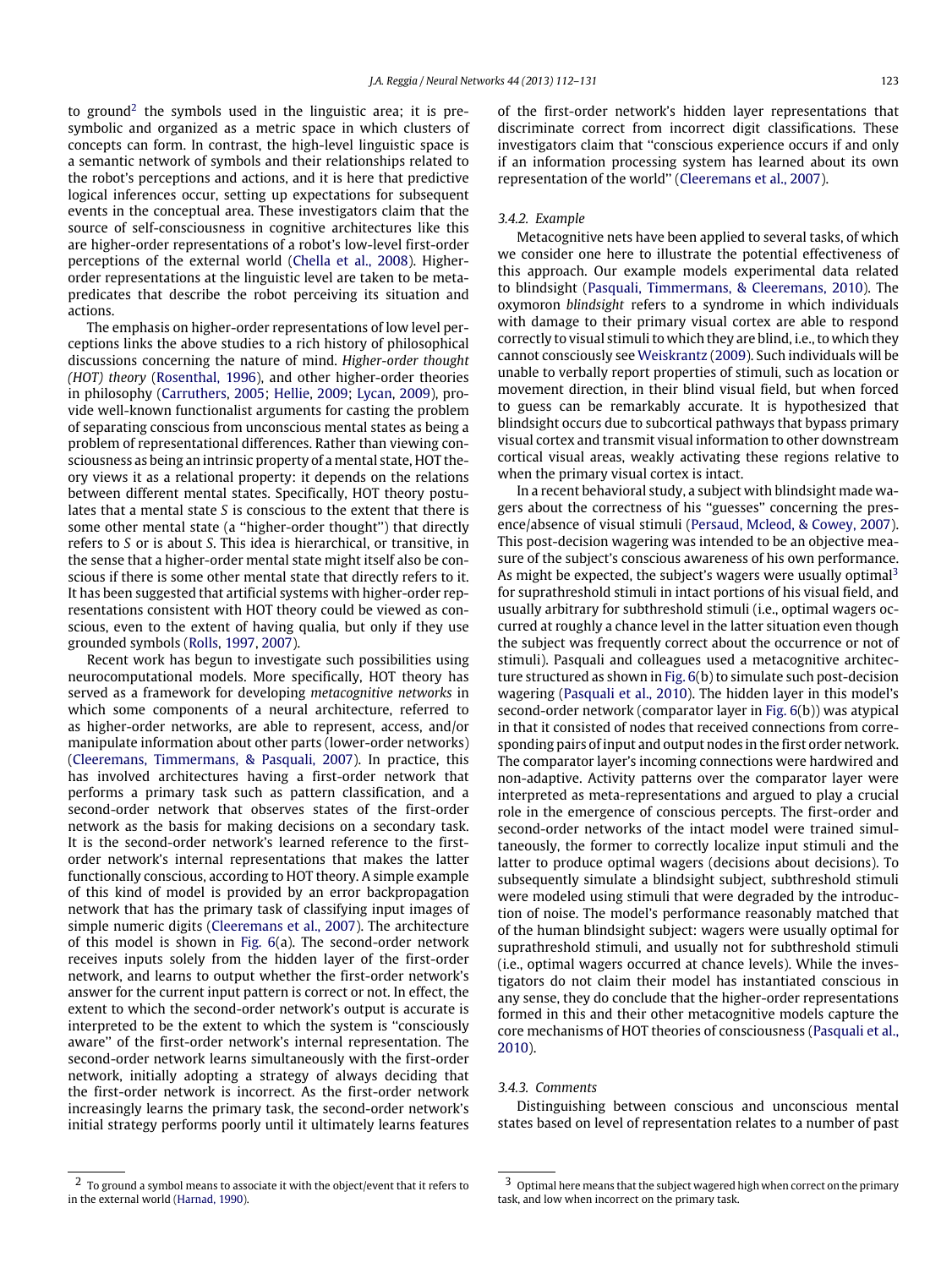to ground[2] the symbols used in the linguistic area; it is presymbolic and organized as a metric space in which clusters of concepts can form. In contrast, the high-level linguistic space is a semantic network of symbols and their relationships related to the robot's perceptions and actions, and it is here that predictive logical inferences occur, setting up expectations for subsequent events in the conceptual area. These investigators claim that the source of self-consciousness in cognitive architectures like this are higher-order representations of a robot's low-level first-order perceptions of the external world (Chella et al., 2008). Higher-order representations at the linguistic level are taken to be meta-predicates that describe the robot perceiving its situation and actions.

The emphasis on higher-order representations of low level perceptions links the above studies to a rich history of philosophical discussions concerning the nature of mind. *Higher-order thought (HOT) theory* (Rosenthal, 1996), and other higher-order theories in philosophy (Carruthers, 2005; Hellie, 2009; Lycan, 2009), provide well-known functionalist arguments for casting the problem of separating conscious from unconscious mental states as being a problem of representational differences. Rather than viewing consciousness as being an intrinsic property of a mental state, HOT theory views it as a relational property: it depends on the relations between different mental states. Specifically, HOT theory postulates that a mental state *S* is conscious to the extent that there is some other mental state (a ''higher-order thought'') that directly refers to *S* or is about *S*. This idea is hierarchical, or transitive, in the sense that a higher-order mental state might itself also be conscious if there is some other mental state that directly refers to it. It has been suggested that artificial systems with higher-order representations consistent with HOT theory could be viewed as conscious, even to the extent of having qualia, but only if they use grounded symbols (Rolls, 1997, 2007).

Recent work has begun to investigate such possibilities using neurocomputational models. More specifically, HOT theory has served as a framework for developing *metacognitive networks* in which some components of a neural architecture, referred to as higher-order networks, are able to represent, access, and/or manipulate information about other parts (lower-order networks) (Cleeremans, Timmermans, & Pasquali, 2007). In practice, this has involved architectures having a first-order network that performs a primary task such as pattern classification, and a second-order network that observes states of the first-order network as the basis for making decisions on a secondary task. It is the second-order network's learned reference to the first-order network's internal representations that makes the latter functionally conscious, according to HOT theory. A simple example of this kind of model is provided by an error backpropagation network that has the primary task of classifying input images of simple numeric digits (Cleeremans et al., 2007). The architecture of this model is shown in Fig. 6(a). The second-order network receives inputs solely from the hidden layer of the first-order network, and learns to output whether the first-order network's answer for the current input pattern is correct or not. In effect, the extent to which the second-order network's output is accurate is interpreted to be the extent to which the system is ''consciously aware'' of the first-order network's internal representation. The second-order network learns simultaneously with the first-order network, initially adopting a strategy of always deciding that the first-order network is incorrect. As the first-order network increasingly learns the primary task, the second-order network's initial strategy performs poorly until it ultimately learns features of the first-order network's hidden layer representations that discriminate correct from incorrect digit classifications. These investigators claim that ''conscious experience occurs if and only if an information processing system has learned about its own representation of the world'' (Cleeremans et al., 2007).

### 3.4.2. Example

Metacognitive nets have been applied to several tasks, of which we consider one here to illustrate the potential effectiveness of this approach. Our example models experimental data related to blindsight (Pasquali, Timmermans, & Cleeremans, 2010). The oxymoron *blindsight* refers to a syndrome in which individuals with damage to their primary visual cortex are able to respond correctly to visual stimuli to which they are blind, i.e., to which they cannot consciously see Weiskrantz (2009). Such individuals will be unable to verbally report properties of stimuli, such as location or movement direction, in their blind visual field, but when forced to guess can be remarkably accurate. It is hypothesized that blindsight occurs due to subcortical pathways that bypass primary visual cortex and transmit visual information to other downstream cortical visual areas, weakly activating these regions relative to when the primary visual cortex is intact.

In a recent behavioral study, a subject with blindsight made wagers about the correctness of his ''guesses'' concerning the presence/absence of visual stimuli (Persaud, Mcleod, & Cowey, 2007). This post-decision wagering was intended to be an objective measure of the subject's conscious awareness of his own performance. As might be expected, the subject's wagers were usually optimal[3] for suprathreshold stimuli in intact portions of his visual field, and usually arbitrary for subthreshold stimuli (i.e., optimal wagers occurred at roughly a chance level in the latter situation even though the subject was frequently correct about the occurrence or not of stimuli). Pasquali and colleagues used a metacognitive architecture structured as shown in Fig. 6(b) to simulate such post-decision wagering (Pasquali et al., 2010). The hidden layer in this model's second-order network (comparator layer in Fig. 6(b)) was atypical in that it consisted of nodes that received connections from corresponding pairs of input and output nodes in the first order network. The comparator layer's incoming connections were hardwired and non-adaptive. Activity patterns over the comparator layer were interpreted as meta-representations and argued to play a crucial role in the emergence of conscious percepts. The first-order and second-order networks of the intact model were trained simultaneously, the former to correctly localize input stimuli and the latter to produce optimal wagers (decisions about decisions). To subsequently simulate a blindsight subject, subthreshold stimuli were modeled using stimuli that were degraded by the introduction of noise. The model's performance reasonably matched that of the human blindsight subject: wagers were usually optimal for suprathreshold stimuli, and usually not for subthreshold stimuli (i.e., optimal wagers occurred at chance levels). While the investigators do not claim their model has instantiated conscious in any sense, they do conclude that the higher-order representations formed in this and their other metacognitive models capture the core mechanisms of HOT theories of consciousness (Pasquali et al., 2010).

### 3.4.3. Comments

Distinguishing between conscious and unconscious mental states based on level of representation relates to a number of past

---

[2] To ground a symbol means to associate it with the object/event that it refers to in the external world (Harnad, 1990).

[3] Optimal here means that the subject wagered high when correct on the primary task, and low when incorrect on the primary task.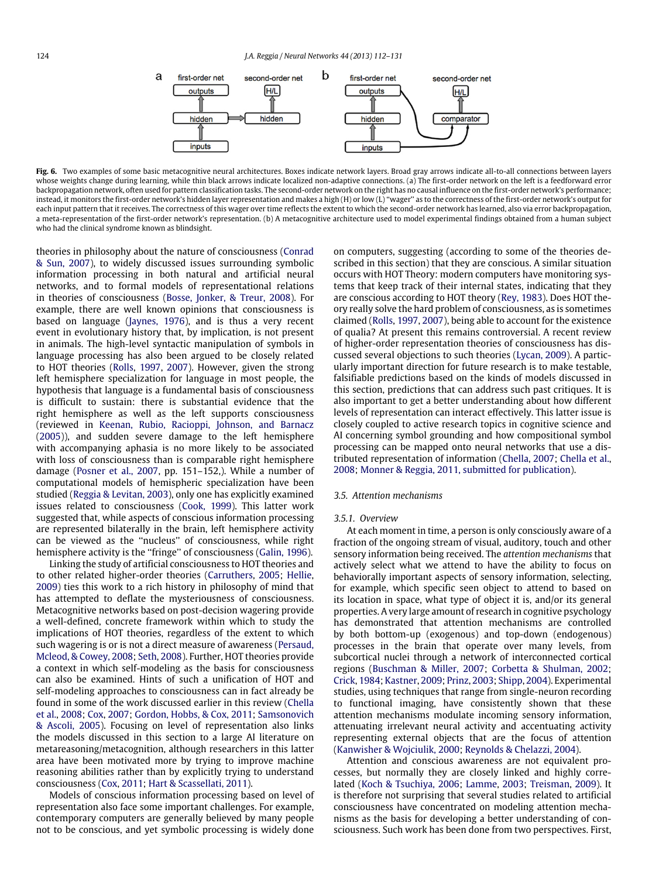**Fig. 6.** Two examples of some basic metacognitive neural architectures. Boxes indicate network layers. Broad gray arrows indicate all-to-all connections between layers whose weights change during learning, while thin black arrows indicate localized non-adaptive connections. (a) The first-order network on the left is a feedforward error backpropagation network, often used for pattern classification tasks. The second-order network on the right has no causal influence on the first-order network's performance; instead, it monitors the first-order network's hidden layer representation and makes a high (H) or low (L) "wager" as to the correctness of the first-order network's output for each input pattern that it receives. The correctness of this wager over time reflects the extent to which the second-order network has learned, also via error backpropagation, a meta-representation of the first-order network's representation. (b) A metacognitive architecture used to model experimental findings obtained from a human subject who had the clinical syndrome known as blindsight.

theories in philosophy about the nature of consciousness (Conrad & Sun, 2007), to widely discussed issues surrounding symbolic information processing in both natural and artificial neural networks, and to formal models of representational relations in theories of consciousness (Bosse, Jonker, & Treur, 2008). For example, there are well known opinions that consciousness is based on language (Jaynes, 1976), and is thus a very recent event in evolutionary history that, by implication, is not present in animals. The high-level syntactic manipulation of symbols in language processing has also been argued to be closely related to HOT theories (Rolls, 1997, 2007). However, given the strong left hemisphere specialization for language in most people, the hypothesis that language is a fundamental basis of consciousness is difficult to sustain: there is substantial evidence that the right hemisphere as well as the left supports consciousness (reviewed in Keenan, Rubio, Racioppi, Johnson, and Barnacz (2005)), and sudden severe damage to the left hemisphere with accompanying aphasia is no more likely to be associated with loss of consciousness than is comparable right hemisphere damage (Posner et al., 2007, pp. 151–152,). While a number of computational models of hemispheric specialization have been studied (Reggia & Levitan, 2003), only one has explicitly examined issues related to consciousness (Cook, 1999). This latter work suggested that, while aspects of conscious information processing are represented bilaterally in the brain, left hemisphere activity can be viewed as the "nucleus" of consciousness, while right hemisphere activity is the "fringe" of consciousness (Galin, 1996).

Linking the study of artificial consciousness to HOT theories and to other related higher-order theories (Carruthers, 2005; Hellie, 2009) ties this work to a rich history in philosophy of mind that has attempted to deflate the mysteriousness of consciousness. Metacognitive networks based on post-decision wagering provide a well-defined, concrete framework within which to study the implications of HOT theories, regardless of the extent to which such wagering is or is not a direct measure of awareness (Persaud, Mcleod, & Cowey, 2008; Seth, 2008). Further, HOT theories provide a context in which self-modeling as the basis for consciousness can also be examined. Hints of such a unification of HOT and self-modeling approaches to consciousness can in fact already be found in some of the work discussed earlier in this review (Chella et al., 2008; Cox, 2007; Gordon, Hobbs, & Cox, 2011; Samsonovich & Ascoli, 2005). Focusing on level of representation also links the models discussed in this section to a large AI literature on metareasoning/metacognition, although researchers in this latter area have been motivated more by trying to improve machine reasoning abilities rather than by explicitly trying to understand consciousness (Cox, 2011; Hart & Scassellati, 2011).

Models of conscious information processing based on level of representation also face some important challenges. For example, contemporary computers are generally believed by many people not to be conscious, and yet symbolic processing is widely done on computers, suggesting (according to some of the theories described in this section) that they are conscious. A similar situation occurs with HOT Theory: modern computers have monitoring systems that keep track of their internal states, indicating that they are conscious according to HOT theory (Rey, 1983). Does HOT theory really solve the hard problem of consciousness, as is sometimes claimed (Rolls, 1997, 2007), being able to account for the existence of qualia? At present this remains controversial. A recent review of higher-order representation theories of consciousness has discussed several objections to such theories (Lycan, 2009). A particularly important direction for future research is to make testable, falsifiable predictions based on the kinds of models discussed in this section, predictions that can address such past critiques. It is also important to get a better understanding about how different levels of representation can interact effectively. This latter issue is closely coupled to active research topics in cognitive science and AI concerning symbol grounding and how compositional symbol processing can be mapped onto neural networks that use a distributed representation of information (Chella, 2007; Chella et al., 2008; Monner & Reggia, 2011, submitted for publication).

### 3.5. Attention mechanisms

#### 3.5.1. Overview

At each moment in time, a person is only consciously aware of a fraction of the ongoing stream of visual, auditory, touch and other sensory information being received. The *attention mechanisms* that actively select what we attend to have the ability to focus on behaviorally important aspects of sensory information, selecting, for example, which specific seen object to attend to based on its location in space, what type of object it is, and/or its general properties. A very large amount of research in cognitive psychology has demonstrated that attention mechanisms are controlled by both bottom-up (exogenous) and top-down (endogenous) processes in the brain that operate over many levels, from subcortical nuclei through a network of interconnected cortical regions (Buschman & Miller, 2007; Corbetta & Shulman, 2002; Crick, 1984; Kastner, 2009; Prinz, 2003; Shipp, 2004). Experimental studies, using techniques that range from single-neuron recording to functional imaging, have consistently shown that these attention mechanisms modulate incoming sensory information, attenuating irrelevant neural activity and accentuating activity representing external objects that are the focus of attention (Kanwisher & Wojciulik, 2000; Reynolds & Chelazzi, 2004).

Attention and conscious awareness are not equivalent processes, but normally they are closely linked and highly correlated (Koch & Tsuchiya, 2006; Lamme, 2003; Treisman, 2009). It is therefore not surprising that several studies related to artificial consciousness have concentrated on modeling attention mechanisms as the basis for developing a better understanding of consciousness. Such work has been done from two perspectives. First,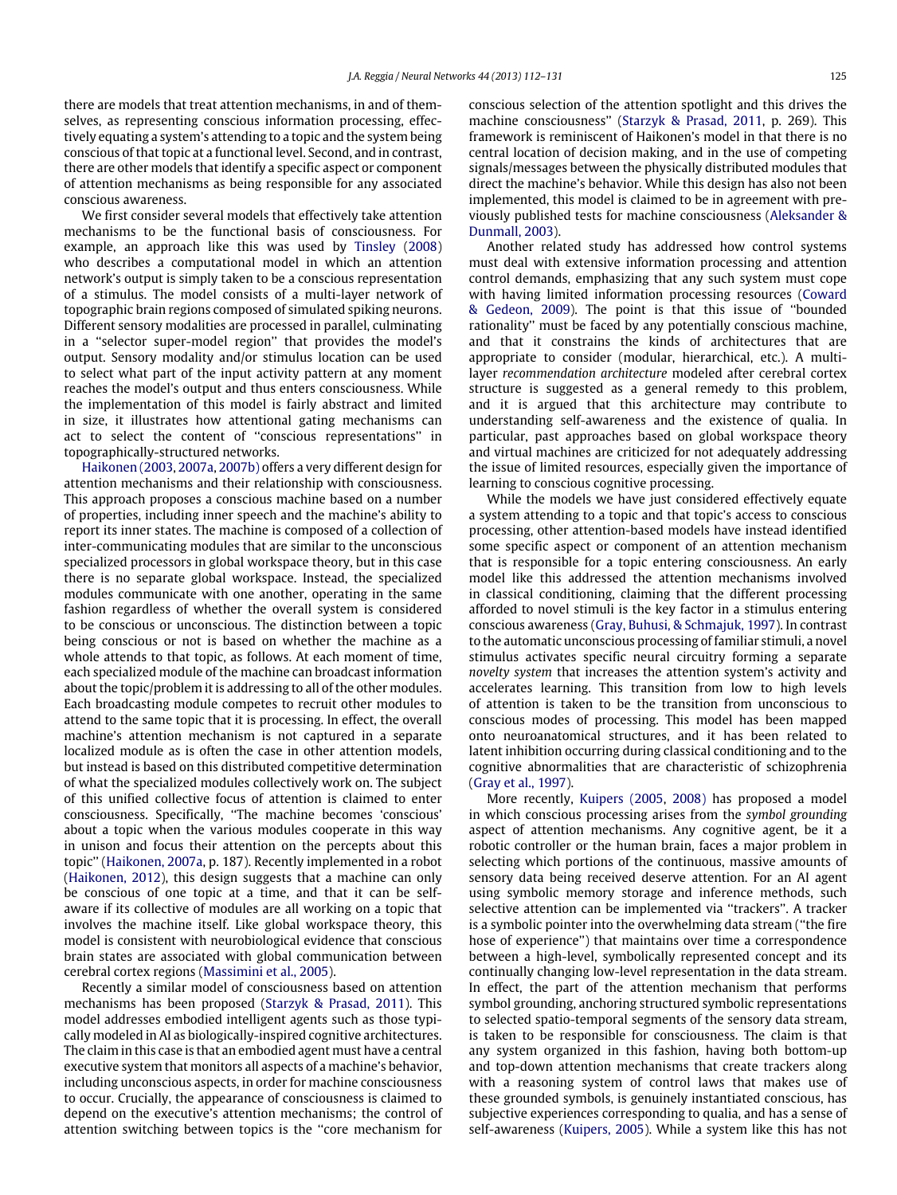there are models that treat attention mechanisms, in and of themselves, as representing conscious information processing, effectively equating a system's attending to a topic and the system being conscious of that topic at a functional level. Second, and in contrast, there are other models that identify a specific aspect or component of attention mechanisms as being responsible for any associated conscious awareness.

We first consider several models that effectively take attention mechanisms to be the functional basis of consciousness. For example, an approach like this was used by Tinsley (2008) who describes a computational model in which an attention network's output is simply taken to be a conscious representation of a stimulus. The model consists of a multi-layer network of topographic brain regions composed of simulated spiking neurons. Different sensory modalities are processed in parallel, culminating in a "selector super-model region" that provides the model's output. Sensory modality and/or stimulus location can be used to select what part of the input activity pattern at any moment reaches the model's output and thus enters consciousness. While the implementation of this model is fairly abstract and limited in size, it illustrates how attentional gating mechanisms can act to select the content of "conscious representations" in topographically-structured networks.

Haikonen (2003, 2007a, 2007b) offers a very different design for attention mechanisms and their relationship with consciousness. This approach proposes a conscious machine based on a number of properties, including inner speech and the machine's ability to report its inner states. The machine is composed of a collection of inter-communicating modules that are similar to the unconscious specialized processors in global workspace theory, but in this case there is no separate global workspace. Instead, the specialized modules communicate with one another, operating in the same fashion regardless of whether the overall system is considered to be conscious or unconscious. The distinction between a topic being conscious or not is based on whether the machine as a whole attends to that topic, as follows. At each moment of time, each specialized module of the machine can broadcast information about the topic/problem it is addressing to all of the other modules. Each broadcasting module competes to recruit other modules to attend to the same topic that it is processing. In effect, the overall machine's attention mechanism is not captured in a separate localized module as is often the case in other attention models, but instead is based on this distributed competitive determination of what the specialized modules collectively work on. The subject of this unified collective focus of attention is claimed to enter consciousness. Specifically, "The machine becomes 'conscious' about a topic when the various modules cooperate in this way in unison and focus their attention on the percepts about this topic" (Haikonen, 2007a, p. 187). Recently implemented in a robot (Haikonen, 2012), this design suggests that a machine can only be conscious of one topic at a time, and that it can be self-aware if its collective of modules are all working on a topic that involves the machine itself. Like global workspace theory, this model is consistent with neurobiological evidence that conscious brain states are associated with global communication between cerebral cortex regions (Massimini et al., 2005).

Recently a similar model of consciousness based on attention mechanisms has been proposed (Starzyk & Prasad, 2011). This model addresses embodied intelligent agents such as those typically modeled in AI as biologically-inspired cognitive architectures. The claim in this case is that an embodied agent must have a central executive system that monitors all aspects of a machine's behavior, including unconscious aspects, in order for machine consciousness to occur. Crucially, the appearance of consciousness is claimed to depend on the executive's attention mechanisms; the control of attention switching between topics is the "core mechanism for conscious selection of the attention spotlight and this drives the machine consciousness" (Starzyk & Prasad, 2011, p. 269). This framework is reminiscent of Haikonen's model in that there is no central location of decision making, and in the use of competing signals/messages between the physically distributed modules that direct the machine's behavior. While this design has also not been implemented, this model is claimed to be in agreement with previously published tests for machine consciousness (Aleksander & Dunmall, 2003).

Another related study has addressed how control systems must deal with extensive information processing and attention control demands, emphasizing that any such system must cope with having limited information processing resources (Coward & Gedeon, 2009). The point is that this issue of "bounded rationality" must be faced by any potentially conscious machine, and that it constrains the kinds of architectures that are appropriate to consider (modular, hierarchical, etc.). A multi-layer *recommendation architecture* modeled after cerebral cortex structure is suggested as a general remedy to this problem, and it is argued that this architecture may contribute to understanding self-awareness and the existence of qualia. In particular, past approaches based on global workspace theory and virtual machines are criticized for not adequately addressing the issue of limited resources, especially given the importance of learning to conscious cognitive processing.

While the models we have just considered effectively equate a system attending to a topic and that topic's access to conscious processing, other attention-based models have instead identified some specific aspect or component of an attention mechanism that is responsible for a topic entering consciousness. An early model like this addressed the attention mechanisms involved in classical conditioning, claiming that the different processing afforded to novel stimuli is the key factor in a stimulus entering conscious awareness (Gray, Buhusi, & Schmajuk, 1997). In contrast to the automatic unconscious processing of familiar stimuli, a novel stimulus activates specific neural circuitry forming a separate *novelty system* that increases the attention system's activity and accelerates learning. This transition from low to high levels of attention is taken to be the transition from unconscious to conscious modes of processing. This model has been mapped onto neuroanatomical structures, and it has been related to latent inhibition occurring during classical conditioning and to the cognitive abnormalities that are characteristic of schizophrenia (Gray et al., 1997).

More recently, Kuipers (2005, 2008) has proposed a model in which conscious processing arises from the *symbol grounding* aspect of attention mechanisms. Any cognitive agent, be it a robotic controller or the human brain, faces a major problem in selecting which portions of the continuous, massive amounts of sensory data being received deserve attention. For an AI agent using symbolic memory storage and inference methods, such selective attention can be implemented via "trackers". A tracker is a symbolic pointer into the overwhelming data stream ("the fire hose of experience") that maintains over time a correspondence between a high-level, symbolically represented concept and its continually changing low-level representation in the data stream. In effect, the part of the attention mechanism that performs symbol grounding, anchoring structured symbolic representations to selected spatio-temporal segments of the sensory data stream, is taken to be responsible for consciousness. The claim is that any system organized in this fashion, having both bottom-up and top-down attention mechanisms that create trackers along with a reasoning system of control laws that makes use of these grounded symbols, is genuinely instantiated conscious, has subjective experiences corresponding to qualia, and has a sense of self-awareness (Kuipers, 2005). While a system like this has not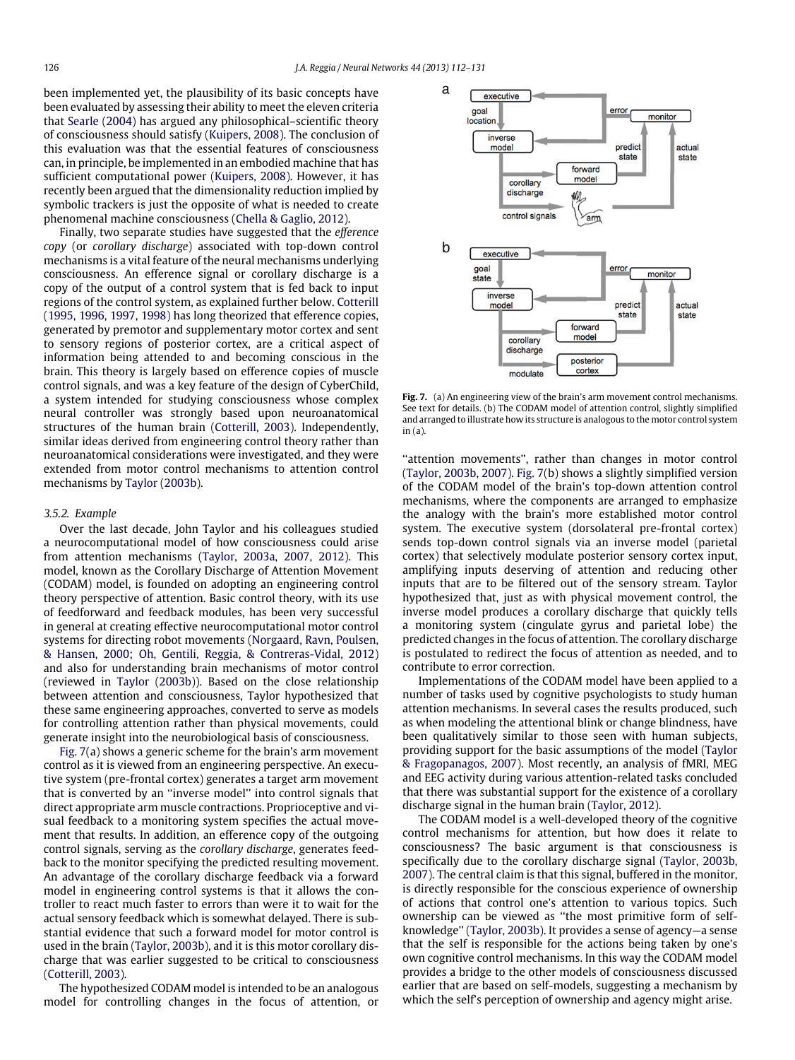been implemented yet, the plausibility of its basic concepts have been evaluated by assessing their ability to meet the eleven criteria that Searle (2004) has argued any philosophical–scientific theory of consciousness should satisfy (Kuipers, 2008). The conclusion of this evaluation was that the essential features of consciousness can, in principle, be implemented in an embodied machine that has sufficient computational power (Kuipers, 2008). However, it has recently been argued that the dimensionality reduction implied by symbolic trackers is just the opposite of what is needed to create phenomenal machine consciousness (Chella & Gaglio, 2012).

Finally, two separate studies have suggested that the *efference copy* (or *corollary discharge*) associated with top-down control mechanisms is a vital feature of the neural mechanisms underlying consciousness. An efference signal or corollary discharge is a copy of the output of a control system that is fed back to input regions of the control system, as explained further below. Cotterill (1995, 1996, 1997, 1998) has long theorized that efference copies, generated by premotor and supplementary motor cortex and sent to sensory regions of posterior cortex, are a critical aspect of information being attended to and becoming conscious in the brain. This theory is largely based on efference copies of muscle control signals, and was a key feature of the design of CyberChild, a system intended for studying consciousness whose complex neural controller was strongly based upon neuroanatomical structures of the human brain (Cotterill, 2003). Independently, similar ideas derived from engineering control theory rather than neuroanatomical considerations were investigated, and they were extended from motor control mechanisms to attention control mechanisms by Taylor (2003b).

### 3.5.2. Example

Over the last decade, John Taylor and his colleagues studied a neurocomputational model of how consciousness could arise from attention mechanisms (Taylor, 2003a, 2007, 2012). This model, known as the Corollary Discharge of Attention Movement (CODAM) model, is founded on adopting an engineering control theory perspective of attention. Basic control theory, with its use of feedforward and feedback modules, has been very successful in general at creating effective neurocomputational motor control systems for directing robot movements (Norgaard, Ravn, Poulsen, & Hansen, 2000; Oh, Gentili, Reggia, & Contreras-Vidal, 2012) and also for understanding brain mechanisms of motor control (reviewed in Taylor (2003b)). Based on the close relationship between attention and consciousness, Taylor hypothesized that these same engineering approaches, converted to serve as models for controlling attention rather than physical movements, could generate insight into the neurobiological basis of consciousness.

Fig. 7(a) shows a generic scheme for the brain's arm movement control as it is viewed from an engineering perspective. An executive system (pre-frontal cortex) generates a target arm movement that is converted by an "inverse model" into control signals that direct appropriate arm muscle contractions. Proprioceptive and visual feedback to a monitoring system specifies the actual movement that results. In addition, an efference copy of the outgoing control signals, serving as the *corollary discharge*, generates feedback to the monitor specifying the predicted resulting movement. An advantage of the corollary discharge feedback via a forward model in engineering control systems is that it allows the controller to react much faster to errors than were it to wait for the actual sensory feedback which is somewhat delayed. There is substantial evidence that such a forward model for motor control is used in the brain (Taylor, 2003b), and it is this motor corollary discharge that was earlier suggested to be critical to consciousness (Cotterill, 2003).

The hypothesized CODAM model is intended to be an analogous model for controlling changes in the focus of attention, or "attention movements", rather than changes in motor control (Taylor, 2003b, 2007). Fig. 7(b) shows a slightly simplified version of the CODAM model of the brain's top-down attention control mechanisms, where the components are arranged to emphasize the analogy with the brain's more established motor control system. The executive system (dorsolateral pre-frontal cortex) sends top-down control signals via an inverse model (parietal cortex) that selectively modulate posterior sensory cortex input, amplifying inputs deserving of attention and reducing other inputs that are to be filtered out of the sensory stream. Taylor hypothesized that, just as with physical movement control, the inverse model produces a corollary discharge that quickly tells a monitoring system (cingulate gyrus and parietal lobe) the predicted changes in the focus of attention. The corollary discharge is postulated to redirect the focus of attention as needed, and to contribute to error correction.

Implementations of the CODAM model have been applied to a number of tasks used by cognitive psychologists to study human attention mechanisms. In several cases the results produced, such as when modeling the attentional blink or change blindness, have been qualitatively similar to those seen with human subjects, providing support for the basic assumptions of the model (Taylor & Fragopanagos, 2007). Most recently, an analysis of fMRI, MEG and EEG activity during various attention-related tasks concluded that there was substantial support for the existence of a corollary discharge signal in the human brain (Taylor, 2012).

The CODAM model is a well-developed theory of the cognitive control mechanisms for attention, but how does it relate to consciousness? The basic argument is that consciousness is specifically due to the corollary discharge signal (Taylor, 2003b, 2007). The central claim is that this signal, buffered in the monitor, is directly responsible for the conscious experience of ownership of actions that control one's attention to various topics. Such ownership can be viewed as "the most primitive form of self-knowledge" (Taylor, 2003b). It provides a sense of agency—a sense that the self is responsible for the actions being taken by one's own cognitive control mechanisms. In this way the CODAM model provides a bridge to the other models of consciousness discussed earlier that are based on self-models, suggesting a mechanism by which the self's perception of ownership and agency might arise.

a

executive
goal location
inverse model
error
monitor
predict state
actual state
forward model
corollary discharge
control signals
arm

b

executive
goal state
inverse model
error
monitor
predict state
actual state
forward model
corollary discharge
modulate
posterior cortex

**Fig. 7.** (a) An engineering view of the brain's arm movement control mechanisms. See text for details. (b) The CODAM model of attention control, slightly simplified and arranged to illustrate how its structure is analogous to the motor control system in (a).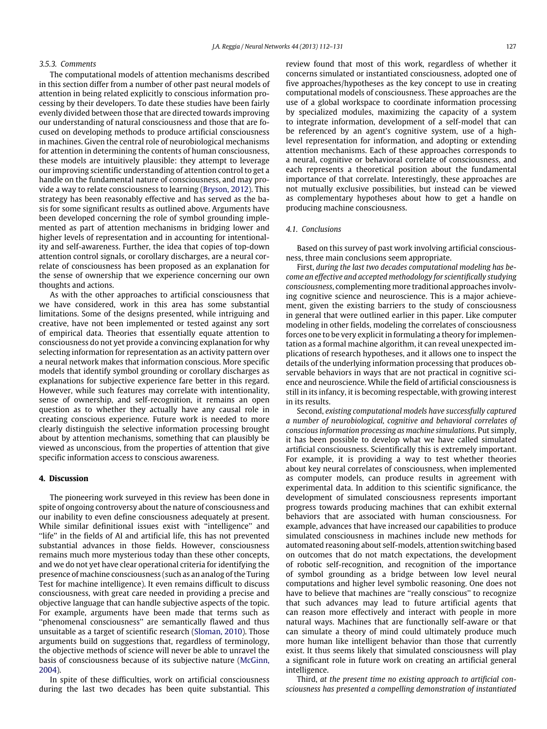#### 3.5.3. Comments

The computational models of attention mechanisms described in this section differ from a number of other past neural models of attention in being related explicitly to conscious information processing by their developers. To date these studies have been fairly evenly divided between those that are directed towards improving our understanding of natural consciousness and those that are focused on developing methods to produce artificial consciousness in machines. Given the central role of neurobiological mechanisms for attention in determining the contents of human consciousness, these models are intuitively plausible: they attempt to leverage our improving scientific understanding of attention control to get a handle on the fundamental nature of consciousness, and may provide a way to relate consciousness to learning (Bryson, 2012). This strategy has been reasonably effective and has served as the basis for some significant results as outlined above. Arguments have been developed concerning the role of symbol grounding implemented as part of attention mechanisms in bridging lower and higher levels of representation and in accounting for intentionality and self-awareness. Further, the idea that copies of top-down attention control signals, or corollary discharges, are a neural correlate of consciousness has been proposed as an explanation for the sense of ownership that we experience concerning our own thoughts and actions.

As with the other approaches to artificial consciousness that we have considered, work in this area has some substantial limitations. Some of the designs presented, while intriguing and creative, have not been implemented or tested against any sort of empirical data. Theories that essentially equate attention to consciousness do not yet provide a convincing explanation for why selecting information for representation as an activity pattern over a neural network makes that information conscious. More specific models that identify symbol grounding or corollary discharges as explanations for subjective experience fare better in this regard. However, while such features may correlate with intentionality, sense of ownership, and self-recognition, it remains an open question as to whether they actually have any causal role in creating conscious experience. Future work is needed to more clearly distinguish the selective information processing brought about by attention mechanisms, something that can plausibly be viewed as unconscious, from the properties of attention that give specific information access to conscious awareness.

## 4. Discussion

The pioneering work surveyed in this review has been done in spite of ongoing controversy about the nature of consciousness and our inability to even define consciousness adequately at present. While similar definitional issues exist with "intelligence" and "life" in the fields of AI and artificial life, this has not prevented substantial advances in those fields. However, consciousness remains much more mysterious today than these other concepts, and we do not yet have clear operational criteria for identifying the presence of machine consciousness (such as an analog of the Turing Test for machine intelligence). It even remains difficult to discuss consciousness, with great care needed in providing a precise and objective language that can handle subjective aspects of the topic. For example, arguments have been made that terms such as "phenomenal consciousness" are semantically flawed and thus unsuitable as a target of scientific research (Sloman, 2010). Those arguments build on suggestions that, regardless of terminology, the objective methods of science will never be able to unravel the basis of consciousness because of its subjective nature (McGinn, 2004).

In spite of these difficulties, work on artificial consciousness during the last two decades has been quite substantial. This review found that most of this work, regardless of whether it concerns simulated or instantiated consciousness, adopted one of five approaches/hypotheses as the key concept to use in creating computational models of consciousness. These approaches are the use of a global workspace to coordinate information processing by specialized modules, maximizing the capacity of a system to integrate information, development of a self-model that can be referenced by an agent's cognitive system, use of a high-level representation for information, and adopting or extending attention mechanisms. Each of these approaches corresponds to a neural, cognitive or behavioral correlate of consciousness, and each represents a theoretical position about the fundamental importance of that correlate. Interestingly, these approaches are not mutually exclusive possibilities, but instead can be viewed as complementary hypotheses about how to get a handle on producing machine consciousness.

### 4.1. Conclusions

Based on this survey of past work involving artificial consciousness, three main conclusions seem appropriate.

First, *during the last two decades computational modeling has become an effective and accepted methodology for scientifically studying consciousness*, complementing more traditional approaches involving cognitive science and neuroscience. This is a major achievement, given the existing barriers to the study of consciousness in general that were outlined earlier in this paper. Like computer modeling in other fields, modeling the correlates of consciousness forces one to be very explicit in formulating a theory for implementation as a formal machine algorithm, it can reveal unexpected implications of research hypotheses, and it allows one to inspect the details of the underlying information processing that produces observable behaviors in ways that are not practical in cognitive science and neuroscience. While the field of artificial consciousness is still in its infancy, it is becoming respectable, with growing interest in its results.

Second, *existing computational models have successfully captured a number of neurobiological, cognitive and behavioral correlates of conscious information processing as machine simulations*. Put simply, it has been possible to develop what we have called simulated artificial consciousness. Scientifically this is extremely important. For example, it is providing a way to test whether theories about key neural correlates of consciousness, when implemented as computer models, can produce results in agreement with experimental data. In addition to this scientific significance, the development of simulated consciousness represents important progress towards producing machines that can exhibit external behaviors that are associated with human consciousness. For example, advances that have increased our capabilities to produce simulated consciousness in machines include new methods for automated reasoning about self-models, attention switching based on outcomes that do not match expectations, the development of robotic self-recognition, and recognition of the importance of symbol grounding as a bridge between low level neural computations and higher level symbolic reasoning. One does not have to believe that machines are "really conscious" to recognize that such advances may lead to future artificial agents that can reason more effectively and interact with people in more natural ways. Machines that are functionally self-aware or that can simulate a theory of mind could ultimately produce much more human like intelligent behavior than those that currently exist. It thus seems likely that simulated consciousness will play a significant role in future work on creating an artificial general intelligence.

Third, *at the present time no existing approach to artificial consciousness has presented a compelling demonstration of instantiated*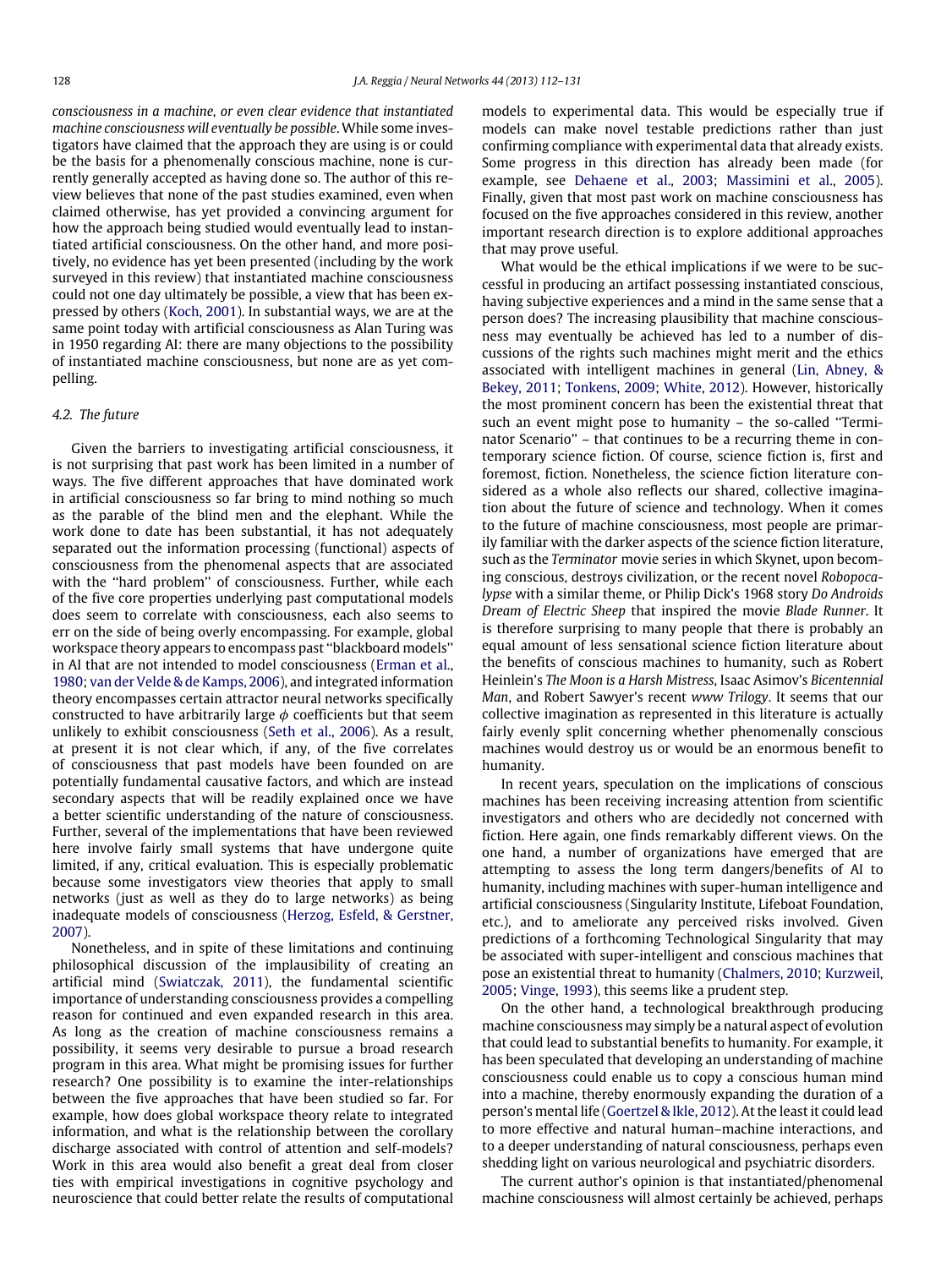*consciousness in a machine, or even clear evidence that instantiated machine consciousness will eventually be possible*. While some investigators have claimed that the approach they are using is or could be the basis for a phenomenally conscious machine, none is currently generally accepted as having done so. The author of this review believes that none of the past studies examined, even when claimed otherwise, has yet provided a convincing argument for how the approach being studied would eventually lead to instantiated artificial consciousness. On the other hand, and more positively, no evidence has yet been presented (including by the work surveyed in this review) that instantiated machine consciousness could not one day ultimately be possible, a view that has been expressed by others (Koch, 2001). In substantial ways, we are at the same point today with artificial consciousness as Alan Turing was in 1950 regarding AI: there are many objections to the possibility of instantiated machine consciousness, but none are as yet compelling.

### 4.2. The future

Given the barriers to investigating artificial consciousness, it is not surprising that past work has been limited in a number of ways. The five different approaches that have dominated work in artificial consciousness so far bring to mind nothing so much as the parable of the blind men and the elephant. While the work done to date has been substantial, it has not adequately separated out the information processing (functional) aspects of consciousness from the phenomenal aspects that are associated with the "hard problem" of consciousness. Further, while each of the five core properties underlying past computational models does seem to correlate with consciousness, each also seems to err on the side of being overly encompassing. For example, global workspace theory appears to encompass past "blackboard models" in AI that are not intended to model consciousness (Erman et al., 1980; van der Velde & de Kamps, 2006), and integrated information theory encompasses certain attractor neural networks specifically constructed to have arbitrarily large $\phi$ coefficients but that seem unlikely to exhibit consciousness (Seth et al., 2006). As a result, at present it is not clear which, if any, of the five correlates of consciousness that past models have been founded on are potentially fundamental causative factors, and which are instead secondary aspects that will be readily explained once we have a better scientific understanding of the nature of consciousness. Further, several of the implementations that have been reviewed here involve fairly small systems that have undergone quite limited, if any, critical evaluation. This is especially problematic because some investigators view theories that apply to small networks (just as well as they do to large networks) as being inadequate models of consciousness (Herzog, Esfeld, & Gerstner, 2007).

Nonetheless, and in spite of these limitations and continuing philosophical discussion of the implausibility of creating an artificial mind (Swiatczak, 2011), the fundamental scientific importance of understanding consciousness provides a compelling reason for continued and even expanded research in this area. As long as the creation of machine consciousness remains a possibility, it seems very desirable to pursue a broad research program in this area. What might be promising issues for further research? One possibility is to examine the inter-relationships between the five approaches that have been studied so far. For example, how does global workspace theory relate to integrated information, and what is the relationship between the corollary discharge associated with control of attention and self-models? Work in this area would also benefit a great deal from closer ties with empirical investigations in cognitive psychology and neuroscience that could better relate the results of computational models to experimental data. This would be especially true if models can make novel testable predictions rather than just confirming compliance with experimental data that already exists. Some progress in this direction has already been made (for example, see Dehaene et al., 2003; Massimini et al., 2005). Finally, given that most past work on machine consciousness has focused on the five approaches considered in this review, another important research direction is to explore additional approaches that may prove useful.

What would be the ethical implications if we were to be successful in producing an artifact possessing instantiated conscious, having subjective experiences and a mind in the same sense that a person does? The increasing plausibility that machine consciousness may eventually be achieved has led to a number of discussions of the rights such machines might merit and the ethics associated with intelligent machines in general (Lin, Abney, & Bekey, 2011; Tonkens, 2009; White, 2012). However, historically the most prominent concern has been the existential threat that such an event might pose to humanity – the so-called "Terminator Scenario" – that continues to be a recurring theme in contemporary science fiction. Of course, science fiction is, first and foremost, fiction. Nonetheless, the science fiction literature considered as a whole also reflects our shared, collective imagination about the future of science and technology. When it comes to the future of machine consciousness, most people are primarily familiar with the darker aspects of the science fiction literature, such as the *Terminator* movie series in which Skynet, upon becoming conscious, destroys civilization, or the recent novel *Robopocalypse* with a similar theme, or Philip Dick's 1968 story *Do Androids Dream of Electric Sheep* that inspired the movie *Blade Runner*. It is therefore surprising to many people that there is probably an equal amount of less sensational science fiction literature about the benefits of conscious machines to humanity, such as Robert Heinlein's *The Moon is a Harsh Mistress*, Isaac Asimov's *Bicentennial Man*, and Robert Sawyer's recent *www Trilogy*. It seems that our collective imagination as represented in this literature is actually fairly evenly split concerning whether phenomenally conscious machines would destroy us or would be an enormous benefit to humanity.

In recent years, speculation on the implications of conscious machines has been receiving increasing attention from scientific investigators and others who are decidedly not concerned with fiction. Here again, one finds remarkably different views. On the one hand, a number of organizations have emerged that are attempting to assess the long term dangers/benefits of AI to humanity, including machines with super-human intelligence and artificial consciousness (Singularity Institute, Lifeboat Foundation, etc.), and to ameliorate any perceived risks involved. Given predictions of a forthcoming Technological Singularity that may be associated with super-intelligent and conscious machines that pose an existential threat to humanity (Chalmers, 2010; Kurzweil, 2005; Vinge, 1993), this seems like a prudent step.

On the other hand, a technological breakthrough producing machine consciousness may simply be a natural aspect of evolution that could lead to substantial benefits to humanity. For example, it has been speculated that developing an understanding of machine consciousness could enable us to copy a conscious human mind into a machine, thereby enormously expanding the duration of a person's mental life (Goertzel & Ikle, 2012). At the least it could lead to more effective and natural human–machine interactions, and to a deeper understanding of natural consciousness, perhaps even shedding light on various neurological and psychiatric disorders.

The current author's opinion is that instantiated/phenomenal machine consciousness will almost certainly be achieved, perhaps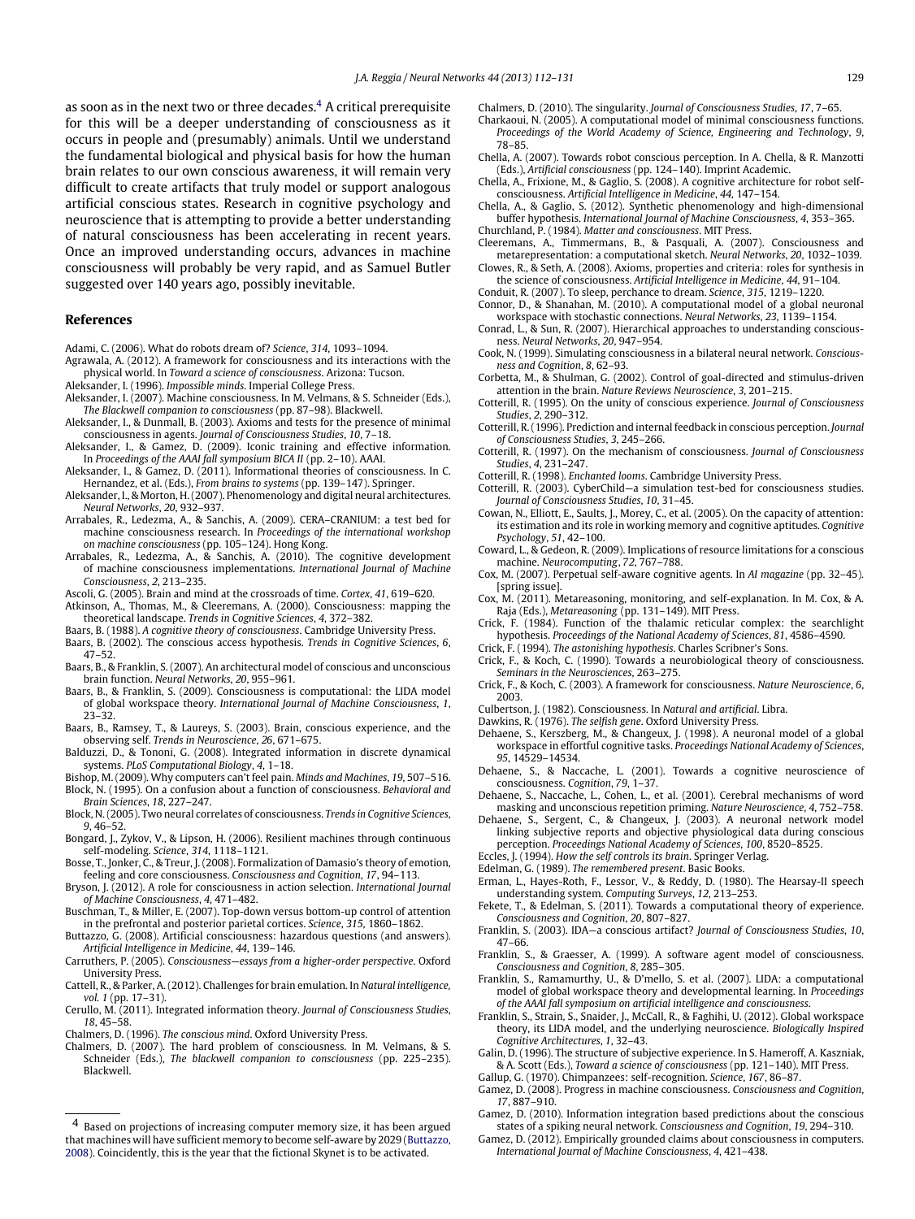as soon as in the next two or three decades.[4] A critical prerequisite for this will be a deeper understanding of consciousness as it occurs in people and (presumably) animals. Until we understand the fundamental biological and physical basis for how the human brain relates to our own conscious awareness, it will remain very difficult to create artifacts that truly model or support analogous artificial conscious states. Research in cognitive psychology and neuroscience that is attempting to provide a better understanding of natural consciousness has been accelerating in recent years. Once an improved understanding occurs, advances in machine consciousness will probably be very rapid, and as Samuel Butler suggested over 140 years ago, possibly inevitable.

## References

Adami, C. (2006). What do robots dream of? *Science*, *314*, 1093–1094.

Agrawala, A. (2012). A framework for consciousness and its interactions with the physical world. In *Toward a science of consciousness*. Arizona: Tucson.

Aleksander, I. (1996). *Impossible minds*. Imperial College Press.

Aleksander, I. (2007). Machine consciousness. In M. Velmans, & S. Schneider (Eds.), *The Blackwell companion to consciousness* (pp. 87–98). Blackwell.

Aleksander, I., & Dunmall, B. (2003). Axioms and tests for the presence of minimal consciousness in agents. *Journal of Consciousness Studies*, *10*, 7–18.

Aleksander, I., & Gamez, D. (2009). Iconic training and effective information. In *Proceedings of the AAAI fall symposium BICA II* (pp. 2–10). AAAI.

Aleksander, I., & Gamez, D. (2011). Informational theories of consciousness. In C. Hernandez, et al. (Eds.), *From brains to systems* (pp. 139–147). Springer.

Aleksander, I., & Morton, H. (2007). Phenomenology and digital neural architectures. *Neural Networks*, *20*, 932–937.

Arrabales, R., Ledezma, A., & Sanchis, A. (2009). CERA–CRANIUM: a test bed for machine consciousness research. In *Proceedings of the international workshop on machine consciousness* (pp. 105–124). Hong Kong.

Arrabales, R., Ledezma, A., & Sanchis, A. (2010). The cognitive development of machine consciousness implementations. *International Journal of Machine Consciousness*, *2*, 213–235.

Ascoli, G. (2005). Brain and mind at the crossroads of time. *Cortex*, *41*, 619–620.

Atkinson, A., Thomas, M., & Cleeremans, A. (2000). Consciousness: mapping the theoretical landscape. *Trends in Cognitive Sciences*, *4*, 372–382.

Baars, B. (1988). *A cognitive theory of consciousness*. Cambridge University Press.

Baars, B. (2002). The conscious access hypothesis. *Trends in Cognitive Sciences*, *6*, 47–52.

Baars, B., & Franklin, S. (2007). An architectural model of conscious and unconscious brain function. *Neural Networks*, *20*, 955–961.

Baars, B., & Franklin, S. (2009). Consciousness is computational: the LIDA model of global workspace theory. *International Journal of Machine Consciousness*, *1*, 23–32.

Baars, B., Ramsey, T., & Laureys, S. (2003). Brain, conscious experience, and the observing self. *Trends in Neuroscience*, *26*, 671–675.

Balduzzi, D., & Tononi, G. (2008). Integrated information in discrete dynamical systems. *PLoS Computational Biology*, *4*, 1–18.

Bishop, M. (2009). Why computers can't feel pain. *Minds and Machines*, *19*, 507–516.

Block, N. (1995). On a confusion about a function of consciousness. *Behavioral and Brain Sciences*, *18*, 227–247.

Block, N. (2005). Two neural correlates of consciousness. *Trends in Cognitive Sciences*, *9*, 46–52.

Bongard, J., Zykov, V., & Lipson, H. (2006). Resilient machines through continuous self-modeling. *Science*, *314*, 1118–1121.

Bosse, T., Jonker, C., & Treur, J. (2008). Formalization of Damasio's theory of emotion, feeling and core consciousness. *Consciousness and Cognition*, *17*, 94–113.

Bryson, J. (2012). A role for consciousness in action selection. *International Journal of Machine Consciousness*, *4*, 471–482.

Buschman, T., & Miller, E. (2007). Top-down versus bottom-up control of attention in the prefrontal and posterior parietal cortices. *Science*, *315*, 1860–1862.

Buttazzo, G. (2008). Artificial consciousness: hazardous questions (and answers). *Artificial Intelligence in Medicine*, *44*, 139–146.

Carruthers, P. (2005). *Consciousness—essays from a higher-order perspective*. Oxford University Press.

Cattell, R., & Parker, A. (2012). Challenges for brain emulation. In *Natural intelligence, vol. 1* (pp. 17–31).

Cerullo, M. (2011). Integrated information theory. *Journal of Consciousness Studies*, *18*, 45–58.

Chalmers, D. (1996). *The conscious mind*. Oxford University Press.

Chalmers, D. (2007). The hard problem of consciousness. In M. Velmans, & S. Schneider (Eds.), *The blackwell companion to consciousness* (pp. 225–235). Blackwell.

Chalmers, D. (2010). The singularity. *Journal of Consciousness Studies*, *17*, 7–65.

Charkaoui, N. (2005). A computational model of minimal consciousness functions. *Proceedings of the World Academy of Science, Engineering and Technology*, *9*, 78–85.

Chella, A. (2007). Towards robot conscious perception. In A. Chella, & R. Manzotti (Eds.), *Artificial consciousness* (pp. 124–140). Imprint Academic.

Chella, A., Frixione, M., & Gaglio, S. (2008). A cognitive architecture for robot self-consciousness. *Artificial Intelligence in Medicine*, *44*, 147–154.

Chella, A., & Gaglio, S. (2012). Synthetic phenomenology and high-dimensional buffer hypothesis. *International Journal of Machine Consciousness*, *4*, 353–365.

Churchland, P. (1984). *Matter and consciousness*. MIT Press.

Cleeremans, A., Timmermans, B., & Pasquali, A. (2007). Consciousness and metarepresentation: a computational sketch. *Neural Networks*, *20*, 1032–1039.

Clowes, R., & Seth, A. (2008). Axioms, properties and criteria: roles for synthesis in the science of consciousness. *Artificial Intelligence in Medicine*, *44*, 91–104.

Conduit, R. (2007). To sleep, perchance to dream. *Science*, *315*, 1219–1220.

Connor, D., & Shanahan, M. (2010). A computational model of a global neuronal workspace with stochastic connections. *Neural Networks*, *23*, 1139–1154.

Conrad, L., & Sun, R. (2007). Hierarchical approaches to understanding consciousness. *Neural Networks*, *20*, 947–954.

Cook, N. (1999). Simulating consciousness in a bilateral neural network. *Consciousness and Cognition*, *8*, 62–93.

Corbetta, M., & Shulman, G. (2002). Control of goal-directed and stimulus-driven attention in the brain. *Nature Reviews Neuroscience*, *3*, 201–215.

Cotterill, R. (1995). On the unity of conscious experience. *Journal of Consciousness Studies*, *2*, 290–312.

Cotterill, R. (1996). Prediction and internal feedback in conscious perception. *Journal of Consciousness Studies*, *3*, 245–266.

Cotterill, R. (1997). On the mechanism of consciousness. *Journal of Consciousness Studies*, *4*, 231–247.

Cotterill, R. (1998). *Enchanted looms*. Cambridge University Press.

Cotterill, R. (2003). CyberChild—a simulation test-bed for consciousness studies. *Journal of Consciousness Studies*, *10*, 31–45.

Cowan, N., Elliott, E., Saults, J., Morey, C., et al. (2005). On the capacity of attention: its estimation and its role in working memory and cognitive aptitudes. *Cognitive Psychology*, *51*, 42–100.

Coward, L., & Gedeon, R. (2009). Implications of resource limitations for a conscious machine. *Neurocomputing*, *72*, 767–788.

Cox, M. (2007). Perpetual self-aware cognitive agents. In *AI magazine* (pp. 32–45). [spring issue].

Cox, M. (2011). Metareasoning, monitoring, and self-explanation. In M. Cox, & A. Raja (Eds.), *Metareasoning* (pp. 131–149). MIT Press.

Crick, F. (1984). Function of the thalamic reticular complex: the searchlight hypothesis. *Proceedings of the National Academy of Sciences*, *81*, 4586–4590.

Crick, F. (1994). *The astonishing hypothesis*. Charles Scribner's Sons.

Crick, F., & Koch, C. (1990). Towards a neurobiological theory of consciousness. *Seminars in the Neurosciences*, 263–275.

Crick, F., & Koch, C. (2003). A framework for consciousness. *Nature Neuroscience*, *6*, 2003.

Culbertson, J. (1982). Consciousness. In *Natural and artificial*. Libra.

Dawkins, R. (1976). *The selfish gene*. Oxford University Press.

Dehaene, S., Kerszberg, M., & Changeux, J. (1998). A neuronal model of a global workspace in effortful cognitive tasks. *Proceedings National Academy of Sciences*, *95*, 14529–14534.

Dehaene, S., & Naccache, L. (2001). Towards a cognitive neuroscience of consciousness. *Cognition*, *79*, 1–37.

Dehaene, S., Naccache, L., Cohen, L., et al. (2001). Cerebral mechanisms of word masking and unconscious repetition priming. *Nature Neuroscience*, *4*, 752–758.

Dehaene, S., Sergent, C., & Changeux, J. (2003). A neuronal network model linking subjective reports and objective physiological data during conscious perception. *Proceedings National Academy of Sciences*, *100*, 8520–8525.

Eccles, J. (1994). *How the self controls its brain*. Springer Verlag.

Edelman, G. (1989). *The remembered present*. Basic Books.

Erman, L., Hayes-Roth, F., Lessor, V., & Reddy, D. (1980). The Hearsay-II speech understanding system. *Computing Surveys*, *12*, 213–253.

Fekete, T., & Edelman, S. (2011). Towards a computational theory of experience. *Consciousness and Cognition*, *20*, 807–827.

Franklin, S. (2003). IDA—a conscious artifact? *Journal of Consciousness Studies*, *10*, 47–66.

Franklin, S., & Graesser, A. (1999). A software agent model of consciousness. *Consciousness and Cognition*, *8*, 285–305.

Franklin, S., Ramamurthy, U., & D'mello, S. et al. (2007). LIDA: a computational model of global workspace theory and developmental learning. In *Proceedings of the AAAI fall symposium on artificial intelligence and consciousness*.

Franklin, S., Strain, S., Snaider, J., McCall, R., & Faghihi, U. (2012). Global workspace theory, its LIDA model, and the underlying neuroscience. *Biologically Inspired Cognitive Architectures*, *1*, 32–43.

Galin, D. (1996). The structure of subjective experience. In S. Hameroff, A. Kaszniak, & A. Scott (Eds.), *Toward a science of consciousness* (pp. 121–140). MIT Press.

Gallup, G. (1970). Chimpanzees: self-recognition. *Science*, *167*, 86–87.

Gamez, D. (2008). Progress in machine consciousness. *Consciousness and Cognition*, *17*, 887–910.

Gamez, D. (2010). Information integration based predictions about the conscious states of a spiking neural network. *Consciousness and Cognition*, *19*, 294–310.

Gamez, D. (2012). Empirically grounded claims about consciousness in computers. *International Journal of Machine Consciousness*, *4*, 421–438.

---

[4] Based on projections of increasing computer memory size, it has been argued that machines will have sufficient memory to become self-aware by 2029 (Buttazzo, 2008). Coincidently, this is the year that the fictional Skynet is to be activated.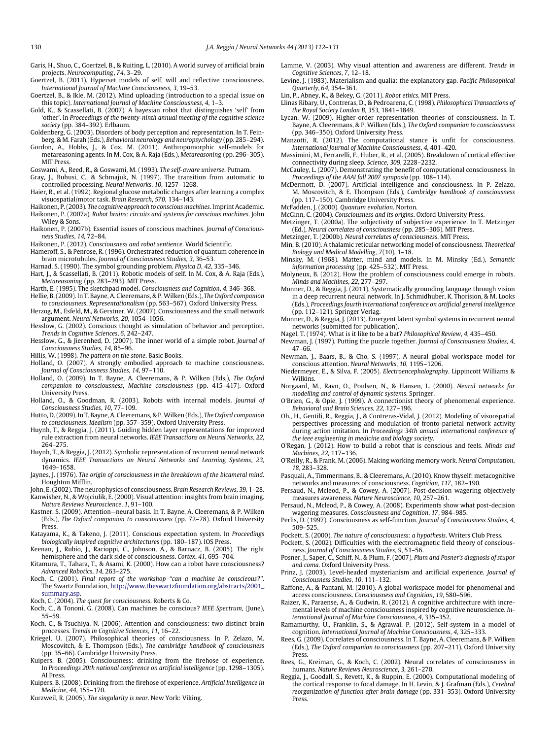Garis, H., Shuo, C., Goertzel, B., & Ruiting, L. (2010). A world survey of artificial brain projects. *Neurocomputing*, *74*, 3–29.

Goertzel, B. (2011). Hyperset models of self, will and reflective consciousness. *International Journal of Machine Consciousness*, *3*, 19–53.

Goertzel, B., & Ikle, M. (2012). Mind uploading (introduction to a special issue on this topic). *International Journal of Machine Consciousness*, *4*, 1–3.

Gold, K., & Scassellati, B. (2007). A bayesian robot that distinguishes 'self' from 'other'. In *Proceedings of the twenty-ninth annual meeting of the cognitive science society* (pp. 384–392). Erlbaum.

Goldenberg, G. (2003). Disorders of body perception and representation. In T. Feinberg, & M. Farah (Eds.), *Behavioral neurology and neuropsychology* (pp. 285–294).

Gordon, A., Hobbs, J., & Cox, M. (2011). Anthropomorphic self-models for metareasoning agents. In M. Cox, & A. Raja (Eds.), *Metareasoning* (pp. 296–305). MIT Press.

Goswami, A., Reed, R., & Goswami, M. (1993). *The self-aware universe*. Putnam.

Gray, J., Buhusi, C., & Schmajuk, N. (1997). The transition from automatic to controlled processing. *Neural Networks*, *10*, 1257–1268.

Haier, R., et al. (1992). Regional glucose metabolic changes after learning a complex visuospatial/motor task. *Brain Research*, *570*, 134–143.

Haikonen, P. (2003). *The cognitive approach to conscious machines*. Imprint Academic.

Haikonen, P. (2007a). *Robot brains: circuits and systems for conscious machines*. John Wiley & Sons.

Haikonen, P. (2007b). Essential issues of conscious machines. *Journal of Consciousness Studies*, *14*, 72–84.

Haikonen, P. (2012). *Consciousness and robot sentience*. World Scientific.

Hameroff, S., & Penrose, R. (1996). Orchestrated reduction of quantum coherence in brain microtubules. *Journal of Consciousness Studies*, *3*, 36–53.

Harnad, S. (1990). The symbol grounding problem. *Physica D*, *42*, 335–346.

Hart, J., & Scassellati, B. (2011). Robotic models of self. In M. Cox, & A. Raja (Eds.), *Metareasoning* (pp. 283–293). MIT Press.

Harth, E. (1995). The sketchpad model. *Consciousness and Cognition*, *4*, 346–368.

Hellie, B. (2009). In T. Bayne, A. Cleeremans, & P. Wilken (Eds.), *The Oxford companion to consciousness*, *Representationalism* (pp. 563–567). Oxford University Press.

Herzog, M., Esfeld, M., & Gerstner, W. (2007). Consciousness and the small network argument. *Neural Networks*, *20*, 1054–1056.

Hesslow, G. (2002). Conscious thought as simulation of behavior and perception. *Trends in Cognitive Sciences*, *6*, 242–247.

Hesslow, G., & Jierenhed, D. (2007). The inner world of a simple robot. *Journal of Consciousness Studies*, *14*, 85–96.

Hillis, W. (1998). *The pattern on the stone*. Basic Books.

Holland, O. (2007). A strongly embodied approach to machine consciousness. *Journal of Consciousness Studies*, *14*, 97–110.

Holland, O. (2009). In T. Bayne, A. Cleeremans, & P. Wilken (Eds.), *The Oxford companion to consciousness*, *Machine consciousness* (pp. 415–417). Oxford University Press.

Holland, O., & Goodman, R. (2003). Robots with internal models. *Journal of Consciousness Studies*, *10*, 77–109.

Hutto, D. (2009). In T. Bayne, A. Cleeremans, & P. Wilken (Eds.), *The Oxford companion to consciousness*, *Idealism* (pp. 357–359). Oxford University Press.

Huynh, T., & Reggia, J. (2011). Guiding hidden layer representations for improved rule extraction from neural networks. *IEEE Transactions on Neural Networks*, *22*, 264–275.

Huynh, T., & Reggia, J. (2012). Symbolic representation of recurrent neural network dynamics. *IEEE Transactions on Neural Networks and Learning Systems*, *23*, 1649–1658.

Jaynes, J. (1976). *The origin of consciousness in the breakdown of the bicameral mind*. Houghton Mifflin.

John, E. (2002). The neurophysics of consciousness. *Brain Research Reviews*, *39*, 1–28.

Kanwisher, N., & Wojciulik, E. (2000). Visual attention: insights from brain imaging. *Nature Reviews Neuroscience*, *1*, 91–100.

Kastner, S. (2009). Attention—neural basis. In T. Bayne, A. Cleeremans, & P. Wilken (Eds.), *The Oxford companion to consciousness* (pp. 72–78). Oxford University Press.

Katayama, K., & Takeno, J. (2011). Conscious expectation system. In *Proceedings biologically inspired cognitive architectures* (pp. 180–187). IOS Press.

Keenan, J., Rubio, J., Racioppi, C., Johnson, A., & Barnacz, B. (2005). The right hemisphere and the dark side of consciousness. *Cortex*, *41*, 695–704.

Kitamura, T., Tahara, T., & Asami, K. (2000). How can a robot have consciousness? *Advanced Robotics*, *14*, 263–275.

Koch, C. (2001). *Final report of the workshop "can a machine be conscieous?"*. The Swartz Foundation, http://www.theswartzfoundation.org/abstracts/2001_summary.asp.

Koch, C. (2004). *The quest for consciousness*. Roberts & Co.

Koch, C., & Tononi, G. (2008). Can machines be conscious? *IEEE Spectrum*, (June), 55–59.

Koch, C., & Tsuchiya, N. (2006). Attention and consciousness: two distinct brain processes. *Trends in Cognitive Sciences*, *11*, 16–22.

Kriegel, U. (2007). Philosophical theories of consciousness. In P. Zelazo, M. Moscovitch, & E. Thompson (Eds.), *The cambridge handbook of consciousness* (pp. 35–66). Cambridge University Press.

Kuipers, B. (2005). Consciousness: drinking from the firehose of experience. In *Proceedings 20th national conference on artificial intelligence* (pp. 1298–1305). AI Press.

Kuipers, B. (2008). Drinking from the firehose of experience. *Artificial Intelligence in Medicine*, *44*, 155–170.

Kurzweil, R. (2005). *The singularity is near*. New York: Viking.

Lamme, V. (2003). Why visual attention and awareness are different. *Trends in Cognitive Sciences*, *7*, 12–18.

Levine, J. (1983). Materialism and qualia: the explanatory gap. *Pacific Philosophical Quarterly*, *64*, 354–361.

Lin, P., Abney, K., & Bekey, G. (2011). *Robot ethics*. MIT Press.

Llinas Ribary, U., Contreras, D., & Pedroarena, C. (1998). *Philosophical Transactions of the Royal Society London B*, *353*, 1841–1849.

Lycan, W. (2009). Higher-order representation theories of consciousness. In T. Bayne, A. Cleeremans, & P. Wilken (Eds.), *The Oxford companion to consciousness* (pp. 346–350). Oxford University Press.

Manzotti, R. (2012). The computational stance is unfit for consciousness. *International Journal of Machine Consciousness*, *4*, 401–420.

Massimini, M., Ferrarelli, F., Huber, R., et al. (2005). Breakdown of cortical effective connectivity during sleep. *Science*, *309*, 2228–2232.

McCauley, L. (2007). Demonstrating the benefit of computational consciousness. In *Proceedings of the AAAI fall 2007 symposia* (pp. 108–114).

McDermott, D. (2007). Artificial intelligence and consciousness. In P. Zelazo, M. Moscovitch, & E. Thompson (Eds.), *Cambridge handbook of consciousness* (pp. 117–150). Cambridge University Press.

McFadden, J. (2000). *Quantum evolution*. Norton.

McGinn, C. (2004). *Consciousness and its origins*. Oxford University Press.

Metzinger, T. (2000a). The subjectivity of subjective experience. In T. Metzinger (Ed.), *Neural correlates of consciousness* (pp. 285–306). MIT Press.

Metzinger, T. (2000b). *Neural correlates of consciousness*. MIT Press.

Min, B. (2010). A thalamic reticular networking model of consciousness. *Theoretical Biology and Medical Modelling*, *7*(10), 1–18.

Minsky, M. (1968). Matter, mind and models. In M. Minsky (Ed.), *Semantic information processing* (pp. 425–532). MIT Press.

Molyneux, B. (2012). How the problem of consciousness could emerge in robots. *Minds and Machines*, *22*, 277–297.

Monner, D., & Reggia, J. (2011). Systematically grounding language through vision in a deep recurrent neural network. In J. Schmidhuber, K. Thorision, & M. Looks (Eds.), *Proceedings fourth international conference on artificial general intelligence* (pp. 112–121). Springer Verlag.

Monner, D., & Reggia, J. (2013). Emergent latent symbol systems in recurrent neural networks (submitted for publication).

Nagel, T. (1974). What is it like to be a bat? *Philosophical Review*, *4*, 435–450.

Newman, J. (1997). Putting the puzzle together. *Journal of Consciousness Studies*, *4*, 47–66.

Newman, J., Baars, B., & Cho, S. (1997). A neural global workspace model for conscious attention. *Neural Networks*, *10*, 1195–1206.

Niedermeyer, E., & Silva, F. (2005). *Electroencephalography*. Lippincott Williams & Wilkins.

Norgaard, M., Ravn, O., Poulsen, N., & Hansen, L. (2000). *Neural networks for modelling and control of dynamic systems*. Springer.

O'Brien, G., & Opie, J. (1999). A connectionist theory of phenomenal experience. *Behavioral and Brain Sciences*, *22*, 127–196.

Oh., H., Gentili, R., Reggia, J., & Contreras-Vidal, J. (2012). Modeling of visuospatial perspectives processing and modulation of fronto-parietal network activity during action imitation. In *Proceedings 34th annual international conference of the ieee engineering in medicine and biology society*.

O'Regan, J. (2012). How to build a robot that is conscious and feels. *Minds and Machines*, *22*, 117–136.

O'Reilly, R., & Frank, M. (2006). Making working memory work. *Neural Computation*, *18*, 283–328.

Pasquali, A., Timmermans, B., & Cleeremans, A. (2010). Know thyself: metacognitive networks and measures of consciousness. *Cognition*, *117*, 182–190.

Persaud, N., Mcleod, P., & Cowey, A. (2007). Post-decision wagering objectively measures awareness. *Nature Neuroscience*, *10*, 257–261.

Persaud, N., Mcleod, P., & Cowey, A. (2008). Experiments show what post-decision wagering measures. *Consciousness and Cognition*, *17*, 984–985.

Perlis, D. (1997). Consciousness as self-function. *Journal of Consciousness Studies*, *4*, 509–525.

Pockett, S. (2000). *The nature of consciousness: a hypothesis*. Writers Club Press.

Pockett, S. (2002). Difficulties with the electromagnetic field theory of consciousness. *Journal of Consciousness Studies*, *9*, 51–56.

Posner, J., Saper, C., Schiff, N., & Plum, F. (2007). *Plum and Posner's diagnosis of stupor and coma*. Oxford University Press.

Prinz, J. (2003). Level-headed mysterianism and artificial experience. *Journal of Consciousness Studies*, *10*, 111–132.

Raffone, A., & Pantani, M. (2010). A global workspace model for phenomenal and access consciousness. *Consciousness and Cognition*, *19*, 580–596.

Raizer, K., Paraense, A., & Gudwin, R. (2012). A cognitive architecture with incremental levels of machine consciousness inspired by cognitive neuroscience. *International Journal of Machine Consciousness*, *4*, 335–352.

Ramamurthy, U., Franklin, S., & Agrawal, P. (2012). Self-system in a model of cognition. *International Journal of Machine Consciousness*, *4*, 325–333.

Rees, G. (2009). Correlates of consciousness. In T. Bayne, A. Cleeremans, & P. Wilken (Eds.), *The Oxford companion to consciousness* (pp. 207–211). Oxford University Press.

Rees, G., Kreiman, G., & Koch, C. (2002). Neural correlates of consciousness in humans. *Nature Reviews Neuroscience*, *3*, 261–270.

Reggia, J., Goodall, S., Revett, K., & Ruppin, E. (2000). Computational modeling of the cortical response to focal damage. In H. Levin, & J. Grafman (Eds.), *Cerebral reorganization of function after brain damage* (pp. 331–353). Oxford University Press.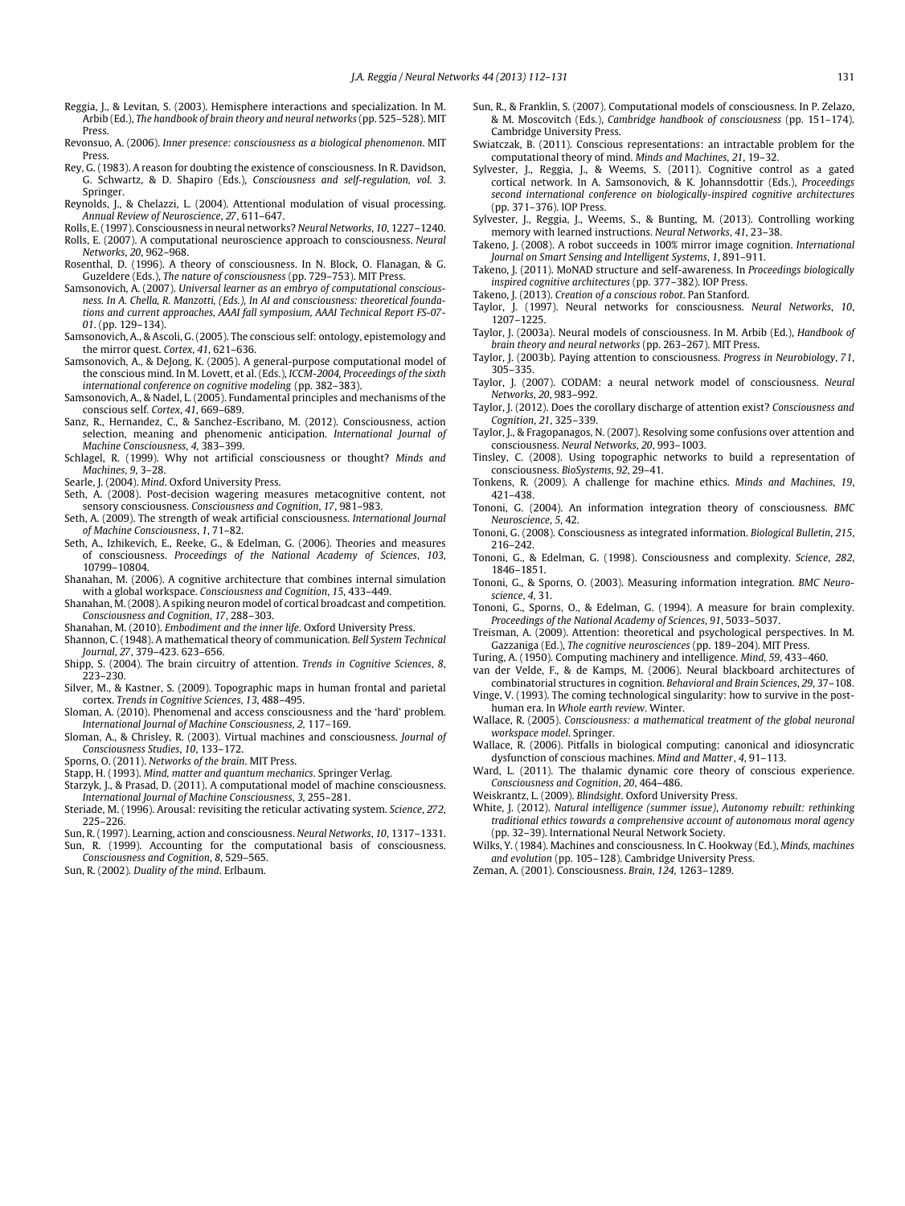Reggia, J., & Levitan, S. (2003). Hemisphere interactions and specialization. In M. Arbib (Ed.), *The handbook of brain theory and neural networks* (pp. 525–528). MIT Press.

Revonsuo, A. (2006). *Inner presence: consciousness as a biological phenomenon*. MIT Press.

Rey, G. (1983). A reason for doubting the existence of consciousness. In R. Davidson, G. Schwartz, & D. Shapiro (Eds.), *Consciousness and self-regulation, vol. 3*. Springer.

Reynolds, J., & Chelazzi, L. (2004). Attentional modulation of visual processing. *Annual Review of Neuroscience*, *27*, 611–647.

Rolls, E. (1997). Consciousness in neural networks? *Neural Networks*, *10*, 1227–1240.

Rolls, E. (2007). A computational neuroscience approach to consciousness. *Neural Networks*, *20*, 962–968.

Rosenthal, D. (1996). A theory of consciousness. In N. Block, O. Flanagan, & G. Guzeldere (Eds.), *The nature of consciousness* (pp. 729–753). MIT Press.

Samsonovich, A. (2007). *Universal learner as an embryo of computational consciousness. In A. Chella, R. Manzotti, (Eds.), In AI and consciousness: theoretical foundations and current approaches, AAAI fall symposium, AAAI Technical Report FS-07-01*. (pp. 129–134).

Samsonovich, A., & Ascoli, G. (2005). The conscious self: ontology, epistemology and the mirror quest. *Cortex*, *41*, 621–636.

Samsonovich, A., & DeJong, K. (2005). A general-purpose computational model of the conscious mind. In M. Lovett, et al. (Eds.), *ICCM-2004, Proceedings of the sixth international conference on cognitive modeling* (pp. 382–383).

Samsonovich, A., & Nadel, L. (2005). Fundamental principles and mechanisms of the conscious self. *Cortex*, *41*, 669–689.

Sanz, R., Hernandez, C., & Sanchez-Escribano, M. (2012). Consciousness, action selection, meaning and phenomenic anticipation. *International Journal of Machine Consciousness*, *4*, 383–399.

Schlagel, R. (1999). Why not artificial consciousness or thought? *Minds and Machines*, *9*, 3–28.

Searle, J. (2004). *Mind*. Oxford University Press.

Seth, A. (2008). Post-decision wagering measures metacognitive content, not sensory consciousness. *Consciousness and Cognition*, *17*, 981–983.

Seth, A. (2009). The strength of weak artificial consciousness. *International Journal of Machine Consciousness*, *1*, 71–82.

Seth, A., Izhikevich, E., Reeke, G., & Edelman, G. (2006). Theories and measures of consciousness. *Proceedings of the National Academy of Sciences*, *103*, 10799–10804.

Shanahan, M. (2006). A cognitive architecture that combines internal simulation with a global workspace. *Consciousness and Cognition*, *15*, 433–449.

Shanahan, M. (2008). A spiking neuron model of cortical broadcast and competition. *Consciousness and Cognition*, *17*, 288–303.

Shanahan, M. (2010). *Embodiment and the inner life*. Oxford University Press.

Shannon, C. (1948). A mathematical theory of communication. *Bell System Technical Journal*, *27*, 379–423. 623–656.

Shipp, S. (2004). The brain circuitry of attention. *Trends in Cognitive Sciences*, *8*, 223–230.

Silver, M., & Kastner, S. (2009). Topographic maps in human frontal and parietal cortex. *Trends in Cognitive Sciences*, *13*, 488–495.

Sloman, A. (2010). Phenomenal and access consciousness and the 'hard' problem. *International Journal of Machine Consciousness*, *2*, 117–169.

Sloman, A., & Chrisley, R. (2003). Virtual machines and consciousness. *Journal of Consciousness Studies*, *10*, 133–172.

Sporns, O. (2011). *Networks of the brain*. MIT Press.

Stapp, H. (1993). *Mind, matter and quantum mechanics*. Springer Verlag.

Starzyk, J., & Prasad, D. (2011). A computational model of machine consciousness. *International Journal of Machine Consciousness*, *3*, 255–281.

Steriade, M. (1996). Arousal: revisiting the reticular activating system. *Science*, *272*, 225–226.

Sun, R. (1997). Learning, action and consciousness. *Neural Networks*, *10*, 1317–1331.

Sun, R. (1999). Accounting for the computational basis of consciousness. *Consciousness and Cognition*, *8*, 529–565.

Sun, R. (2002). *Duality of the mind*. Erlbaum.

Sun, R., & Franklin, S. (2007). Computational models of consciousness. In P. Zelazo, & M. Moscovitch (Eds.), *Cambridge handbook of consciousness* (pp. 151–174). Cambridge University Press.

Swiatczak, B. (2011). Conscious representations: an intractable problem for the computational theory of mind. *Minds and Machines*, *21*, 19–32.

Sylvester, J., Reggia, J., & Weems, S. (2011). Cognitive control as a gated cortical network. In A. Samsonovich, & K. Johannsdottir (Eds.), *Proceedings second international conference on biologically-inspired cognitive architectures* (pp. 371–376). IOP Press.

Sylvester, J., Reggia, J., Weems, S., & Bunting, M. (2013). Controlling working memory with learned instructions. *Neural Networks*, *41*, 23–38.

Takeno, J. (2008). A robot succeeds in 100% mirror image cognition. *International Journal on Smart Sensing and Intelligent Systems*, *1*, 891–911.

Takeno, J. (2011). MoNAD structure and self-awareness. In *Proceedings biologically inspired cognitive architectures* (pp. 377–382). IOP Press.

Takeno, J. (2013). *Creation of a conscious robot*. Pan Stanford.

Taylor, J. (1997). Neural networks for consciousness. *Neural Networks*, *10*, 1207–1225.

Taylor, J. (2003a). Neural models of consciousness. In M. Arbib (Ed.), *Handbook of brain theory and neural networks* (pp. 263–267). MIT Press.

Taylor, J. (2003b). Paying attention to consciousness. *Progress in Neurobiology*, *71*, 305–335.

Taylor, J. (2007). CODAM: a neural network model of consciousness. *Neural Networks*, *20*, 983–992.

Taylor, J. (2012). Does the corollary discharge of attention exist? *Consciousness and Cognition*, *21*, 325–339.

Taylor, J., & Fragopanagos, N. (2007). Resolving some confusions over attention and consciousness. *Neural Networks*, *20*, 993–1003.

Tinsley, C. (2008). Using topographic networks to build a representation of consciousness. *BioSystems*, *92*, 29–41.

Tonkens, R. (2009). A challenge for machine ethics. *Minds and Machines*, *19*, 421–438.

Tononi, G. (2004). An information integration theory of consciousness. *BMC Neuroscience*, *5*, 42.

Tononi, G. (2008). Consciousness as integrated information. *Biological Bulletin*, *215*, 216–242.

Tononi, G., & Edelman, G. (1998). Consciousness and complexity. *Science*, *282*, 1846–1851.

Tononi, G., & Sporns, O. (2003). Measuring information integration. *BMC Neuroscience*, *4*, 31.

Tononi, G., Sporns, O., & Edelman, G. (1994). A measure for brain complexity. *Proceedings of the National Academy of Sciences*, *91*, 5033–5037.

Treisman, A. (2009). Attention: theoretical and psychological perspectives. In M. Gazzaniga (Ed.), *The cognitive neurosciences* (pp. 189–204). MIT Press.

Turing, A. (1950). Computing machinery and intelligence. *Mind*, *59*, 433–460.

van der Velde, F., & de Kamps, M. (2006). Neural blackboard architectures of combinatorial structures in cognition. *Behavioral and Brain Sciences*, *29*, 37–108.

Vinge, V. (1993). The coming technological singularity: how to survive in the post-human era. In *Whole earth review*. Winter.

Wallace, R. (2005). *Consciousness: a mathematical treatment of the global neuronal workspace model*. Springer.

Wallace, R. (2006). Pitfalls in biological computing: canonical and idiosyncratic dysfunction of conscious machines. *Mind and Matter*, *4*, 91–113.

Ward, L. (2011). The thalamic dynamic core theory of conscious experience. *Consciousness and Cognition*, *20*, 464–486.

Weiskrantz, L. (2009). *Blindsight*. Oxford University Press.

White, J. (2012). *Natural intelligence (summer issue), Autonomy rebuilt: rethinking traditional ethics towards a comprehensive account of autonomous moral agency* (pp. 32–39). International Neural Network Society.

Wilks, Y. (1984). Machines and consciousness. In C. Hookway (Ed.), *Minds, machines and evolution* (pp. 105–128). Cambridge University Press.

Zeman, A. (2001). Consciousness. *Brain*, *124*, 1263–1289.